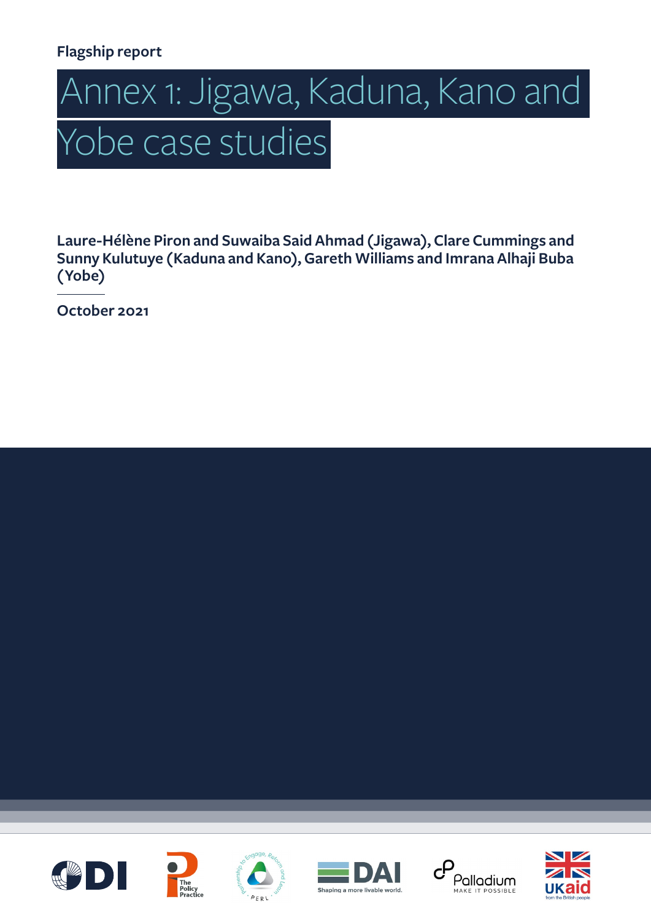Flagship report

# Annex 1: Jigawa, Kaduna, Kano and Yobe case studies

**Laure-Hélène Piron and Suwaiba Said Ahmad (Jigawa), Clare Cummings and Sunny Kulutuye (Kaduna and Kano), Gareth Williams and Imrana Alhaji Buba (Yobe)**

**October 2021**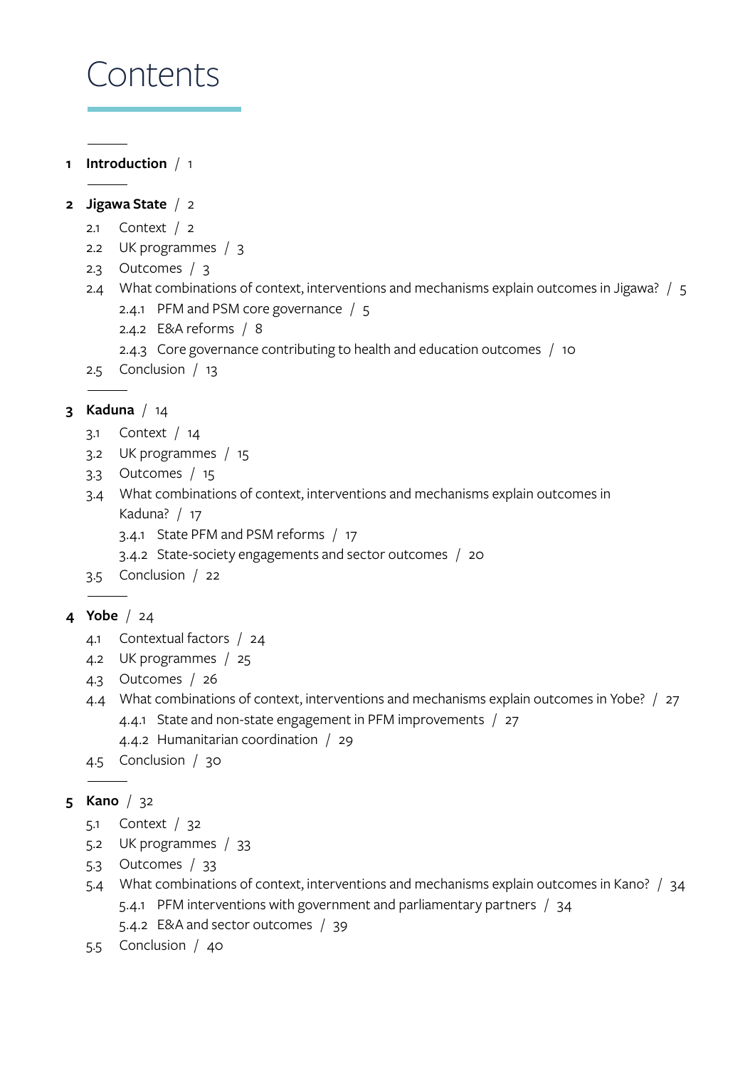# Contents

**1 Introduction** / 1

**2 Jigawa State** / 2

- 2.1 Context / 2
- 2.2 UK programmes / 3
- 2.3 Outcomes / 3
- 2.4 What combinations of context, interventions and mechanisms explain outcomes in Jigawa? / 5
  - 2.4.1 PFM and PSM core governance / 5
  - 2.4.2 E&A reforms / 8
  - 2.4.3 Core governance contributing to health and education outcomes / 10
- 2.5 Conclusion / 13

**3 Kaduna** / 14

- 3.1 Context / 14
- 3.2 UK programmes / 15
- 3.3 Outcomes / 15
- 3.4 What combinations of context, interventions and mechanisms explain outcomes in Kaduna? / 17
  - 3.4.1 State PFM and PSM reforms / 17
  - 3.4.2 State-society engagements and sector outcomes / 20
- 3.5 Conclusion / 22

**4 Yobe** / 24

- 4.1 Contextual factors / 24
- 4.2 UK programmes / 25
- 4.3 Outcomes / 26
- 4.4 What combinations of context, interventions and mechanisms explain outcomes in Yobe? / 27
  - 4.4.1 State and non-state engagement in PFM improvements / 27
  - 4.4.2 Humanitarian coordination / 29
- 4.5 Conclusion / 30

**5 Kano** / 32

- 5.1 Context / 32
- 5.2 UK programmes / 33
- 5.3 Outcomes / 33
- 5.4 What combinations of context, interventions and mechanisms explain outcomes in Kano? / 34
  - 5.4.1 PFM interventions with government and parliamentary partners / 34
  - 5.4.2 E&A and sector outcomes / 39
- 5.5 Conclusion / 40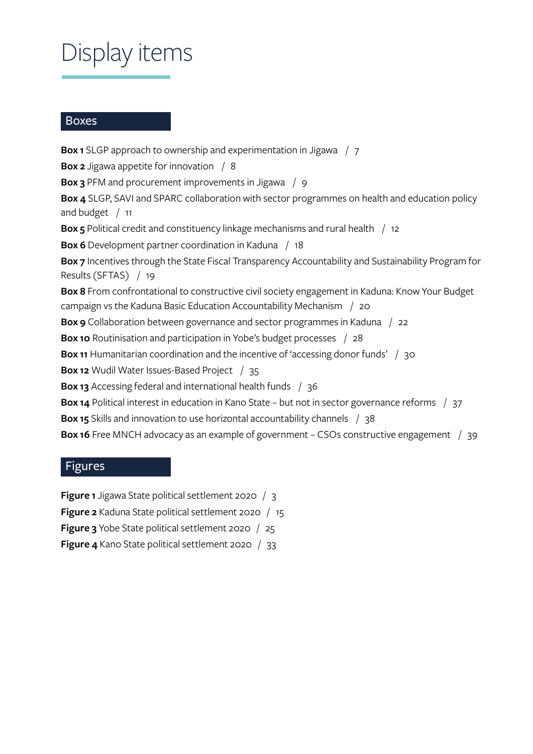# Display items

## Boxes

**Box 1** SLGP approach to ownership and experimentation in Jigawa / 7

**Box 2** Jigawa appetite for innovation / 8

**Box 3** PFM and procurement improvements in Jigawa / 9

**Box 4** SLGP, SAVI and SPARC collaboration with sector programmes on health and education policy and budget / 11

**Box 5** Political credit and constituency linkage mechanisms and rural health / 12

**Box 6** Development partner coordination in Kaduna / 18

**Box 7** Incentives through the State Fiscal Transparency Accountability and Sustainability Program for Results (SFTAS) / 19

**Box 8** From confrontational to constructive civil society engagement in Kaduna: Know Your Budget campaign vs the Kaduna Basic Education Accountability Mechanism / 20

**Box 9** Collaboration between governance and sector programmes in Kaduna / 22

**Box 10** Routinisation and participation in Yobe's budget processes / 28

**Box 11** Humanitarian coordination and the incentive of 'accessing donor funds' / 30

**Box 12** Wudil Water Issues-Based Project / 35

**Box 13** Accessing federal and international health funds / 36

**Box 14** Political interest in education in Kano State – but not in sector governance reforms / 37

**Box 15** Skills and innovation to use horizontal accountability channels / 38

**Box 16** Free MNCH advocacy as an example of government – CSOs constructive engagement / 39

## Figures

**Figure 1** Jigawa State political settlement 2020 / 3

**Figure 2** Kaduna State political settlement 2020 / 15

**Figure 3** Yobe State political settlement 2020 / 25

**Figure 4** Kano State political settlement 2020 / 33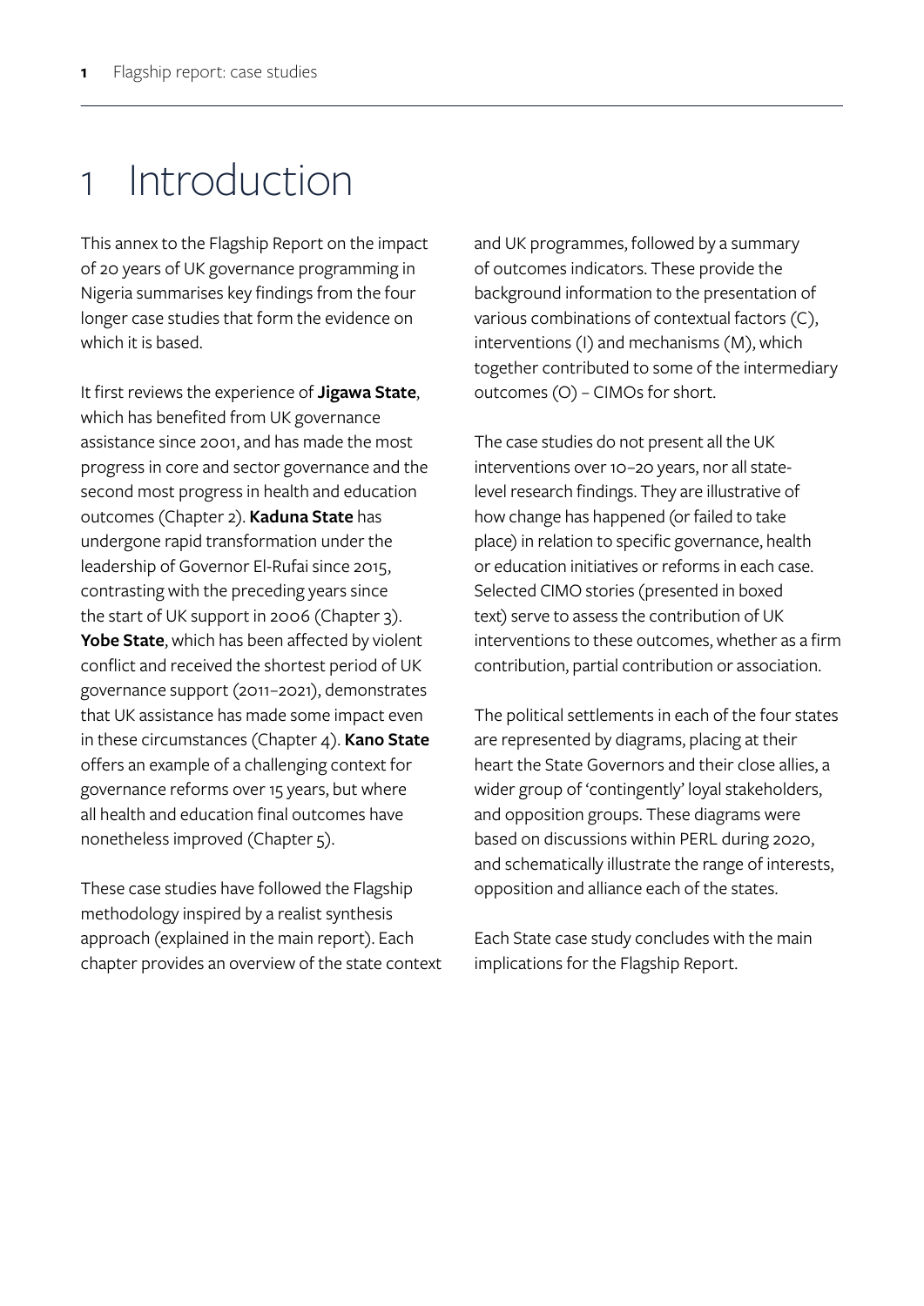# 1 Introduction

This annex to the Flagship Report on the impact of 20 years of UK governance programming in Nigeria summarises key findings from the four longer case studies that form the evidence on which it is based.

It first reviews the experience of **Jigawa State**, which has benefited from UK governance assistance since 2001, and has made the most progress in core and sector governance and the second most progress in health and education outcomes (Chapter 2). **Kaduna State** has undergone rapid transformation under the leadership of Governor El-Rufai since 2015, contrasting with the preceding years since the start of UK support in 2006 (Chapter 3). **Yobe State**, which has been affected by violent conflict and received the shortest period of UK governance support (2011–2021), demonstrates that UK assistance has made some impact even in these circumstances (Chapter 4). **Kano State** offers an example of a challenging context for governance reforms over 15 years, but where all health and education final outcomes have nonetheless improved (Chapter 5).

These case studies have followed the Flagship methodology inspired by a realist synthesis approach (explained in the main report). Each chapter provides an overview of the state context and UK programmes, followed by a summary of outcomes indicators. These provide the background information to the presentation of various combinations of contextual factors (C), interventions (I) and mechanisms (M), which together contributed to some of the intermediary outcomes (O) – CIMOs for short.

The case studies do not present all the UK interventions over 10–20 years, nor all state-level research findings. They are illustrative of how change has happened (or failed to take place) in relation to specific governance, health or education initiatives or reforms in each case. Selected CIMO stories (presented in boxed text) serve to assess the contribution of UK interventions to these outcomes, whether as a firm contribution, partial contribution or association.

The political settlements in each of the four states are represented by diagrams, placing at their heart the State Governors and their close allies, a wider group of 'contingently' loyal stakeholders, and opposition groups. These diagrams were based on discussions within PERL during 2020, and schematically illustrate the range of interests, opposition and alliance each of the states.

Each State case study concludes with the main implications for the Flagship Report.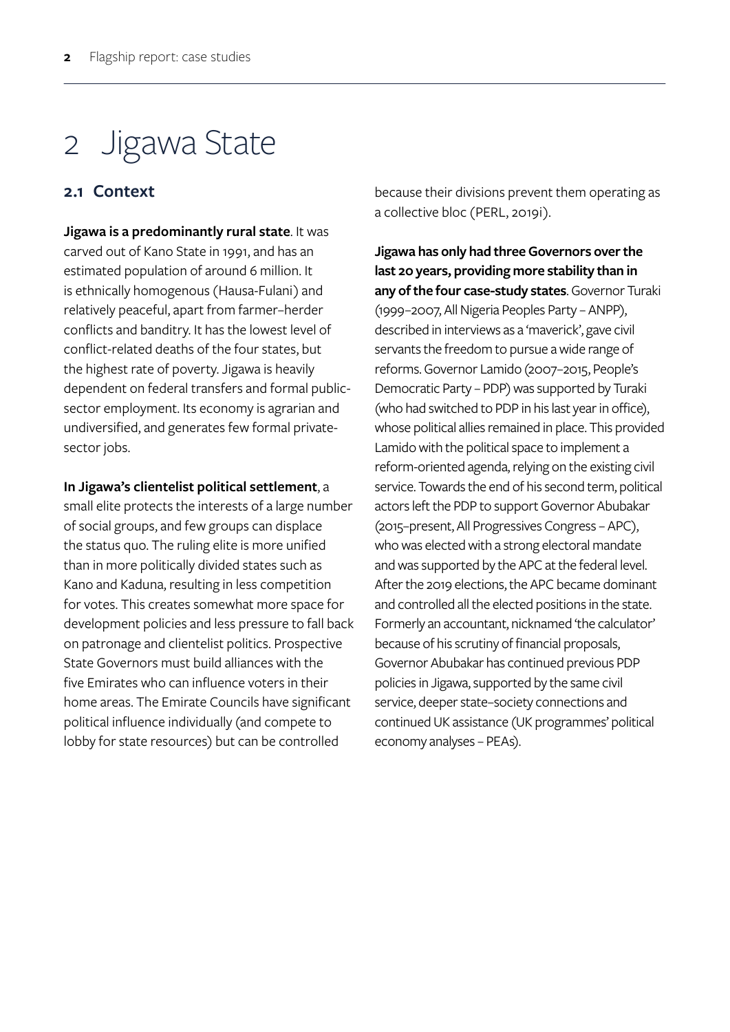# 2 Jigawa State

## 2.1 Context

**Jigawa is a predominantly rural state**. It was carved out of Kano State in 1991, and has an estimated population of around 6 million. It is ethnically homogenous (Hausa-Fulani) and relatively peaceful, apart from farmer–herder conflicts and banditry. It has the lowest level of conflict-related deaths of the four states, but the highest rate of poverty. Jigawa is heavily dependent on federal transfers and formal public-sector employment. Its economy is agrarian and undiversified, and generates few formal private-sector jobs.

**In Jigawa's clientelist political settlement**, a small elite protects the interests of a large number of social groups, and few groups can displace the status quo. The ruling elite is more unified than in more politically divided states such as Kano and Kaduna, resulting in less competition for votes. This creates somewhat more space for development policies and less pressure to fall back on patronage and clientelist politics. Prospective State Governors must build alliances with the five Emirates who can influence voters in their home areas. The Emirate Councils have significant political influence individually (and compete to lobby for state resources) but can be controlled because their divisions prevent them operating as a collective bloc (PERL, 2019i).

**Jigawa has only had three Governors over the last 20 years, providing more stability than in any of the four case-study states**. Governor Turaki (1999–2007, All Nigeria Peoples Party – ANPP), described in interviews as a 'maverick', gave civil servants the freedom to pursue a wide range of reforms. Governor Lamido (2007–2015, People's Democratic Party – PDP) was supported by Turaki (who had switched to PDP in his last year in office), whose political allies remained in place. This provided Lamido with the political space to implement a reform-oriented agenda, relying on the existing civil service. Towards the end of his second term, political actors left the PDP to support Governor Abubakar (2015–present, All Progressives Congress – APC), who was elected with a strong electoral mandate and was supported by the APC at the federal level. After the 2019 elections, the APC became dominant and controlled all the elected positions in the state. Formerly an accountant, nicknamed 'the calculator' because of his scrutiny of financial proposals, Governor Abubakar has continued previous PDP policies in Jigawa, supported by the same civil service, deeper state–society connections and continued UK assistance (UK programmes' political economy analyses – PEAs).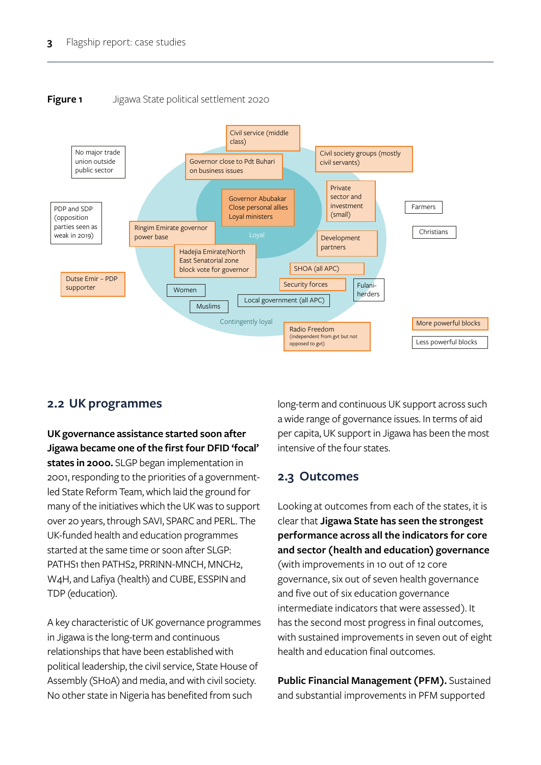**Figure 1** Jigawa State political settlement 2020

Civil service (middle class)

No major trade union outside public sector

Governor close to Pdt Buhari on business issues

Civil society groups (mostly civil servants)

Private sector and investment (small)

Governor Abubakar Close personal allies Loyal ministers

PDP and SDP (opposition parties seen as weak in 2019)

Farmers

Ringim Emirate governor power base

Loyal

Development partners

Christians

Hadejia Emirate/North East Senatorial zone block vote for governor

SHOA (all APC)

Dutse Emir – PDP supporter

Security forces

Fulani-herders

Women

Local government (all APC)

Muslims

Contingently loyal

Radio Freedom (independent from gvt but not opposed to gvt)

More powerful blocks

Less powerful blocks

## 2.2 UK programmes

**UK governance assistance started soon after Jigawa became one of the first four DFID 'focal' states in 2000.** SLGP began implementation in 2001, responding to the priorities of a government-led State Reform Team, which laid the ground for many of the initiatives which the UK was to support over 20 years, through SAVI, SPARC and PERL. The UK-funded health and education programmes started at the same time or soon after SLGP: PATHS1 then PATHS2, PRRINN-MNCH, MNCH2, W4H, and Lafiya (health) and CUBE, ESSPIN and TDP (education).

A key characteristic of UK governance programmes in Jigawa is the long-term and continuous relationships that have been established with political leadership, the civil service, State House of Assembly (SHoA) and media, and with civil society. No other state in Nigeria has benefited from such long-term and continuous UK support across such a wide range of governance issues. In terms of aid per capita, UK support in Jigawa has been the most intensive of the four states.

## 2.3 Outcomes

Looking at outcomes from each of the states, it is clear that **Jigawa State has seen the strongest performance across all the indicators for core and sector (health and education) governance** (with improvements in 10 out of 12 core governance, six out of seven health governance and five out of six education governance intermediate indicators that were assessed). It has the second most progress in final outcomes, with sustained improvements in seven out of eight health and education final outcomes.

**Public Financial Management (PFM).** Sustained and substantial improvements in PFM supported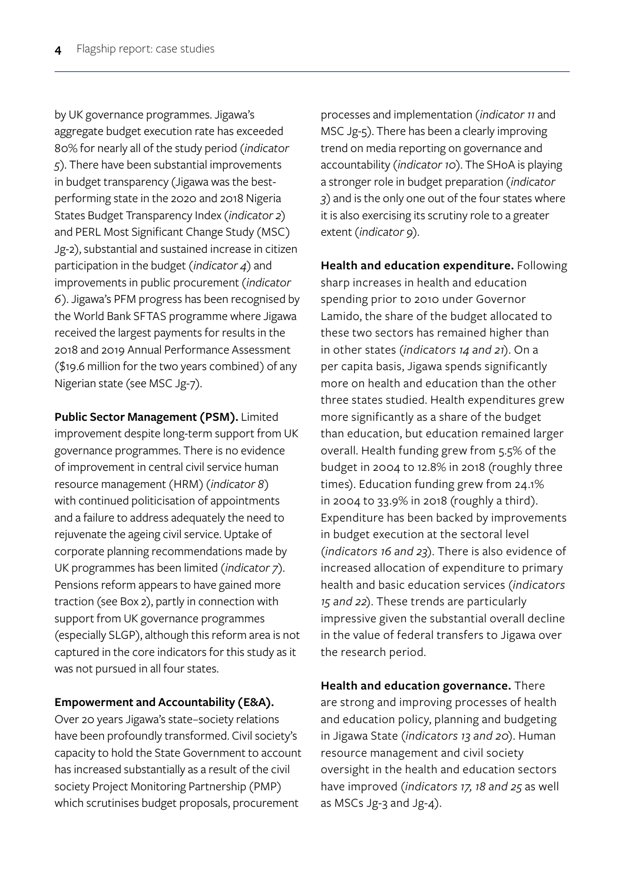by UK governance programmes. Jigawa's aggregate budget execution rate has exceeded 80% for nearly all of the study period (*indicator 5*). There have been substantial improvements in budget transparency (Jigawa was the best-performing state in the 2020 and 2018 Nigeria States Budget Transparency Index (*indicator 2*) and PERL Most Significant Change Study (MSC) Jg-2), substantial and sustained increase in citizen participation in the budget (*indicator 4*) and improvements in public procurement (*indicator 6*). Jigawa's PFM progress has been recognised by the World Bank SFTAS programme where Jigawa received the largest payments for results in the 2018 and 2019 Annual Performance Assessment ($19.6 million for the two years combined) of any Nigerian state (see MSC Jg-7).

**Public Sector Management (PSM).** Limited improvement despite long-term support from UK governance programmes. There is no evidence of improvement in central civil service human resource management (HRM) (*indicator 8*) with continued politicisation of appointments and a failure to address adequately the need to rejuvenate the ageing civil service. Uptake of corporate planning recommendations made by UK programmes has been limited (*indicator 7*). Pensions reform appears to have gained more traction (see Box 2), partly in connection with support from UK governance programmes (especially SLGP), although this reform area is not captured in the core indicators for this study as it was not pursued in all four states.

**Empowerment and Accountability (E&A).** Over 20 years Jigawa's state–society relations have been profoundly transformed. Civil society's capacity to hold the State Government to account has increased substantially as a result of the civil society Project Monitoring Partnership (PMP) which scrutinises budget proposals, procurement processes and implementation (*indicator 11* and MSC Jg-5). There has been a clearly improving trend on media reporting on governance and accountability (*indicator 10*). The SHoA is playing a stronger role in budget preparation (*indicator 3*) and is the only one out of the four states where it is also exercising its scrutiny role to a greater extent (*indicator 9*).

**Health and education expenditure.** Following sharp increases in health and education spending prior to 2010 under Governor Lamido, the share of the budget allocated to these two sectors has remained higher than in other states (*indicators 14 and 21*). On a per capita basis, Jigawa spends significantly more on health and education than the other three states studied. Health expenditures grew more significantly as a share of the budget than education, but education remained larger overall. Health funding grew from 5.5% of the budget in 2004 to 12.8% in 2018 (roughly three times). Education funding grew from 24.1% in 2004 to 33.9% in 2018 (roughly a third). Expenditure has been backed by improvements in budget execution at the sectoral level (*indicators 16 and 23*). There is also evidence of increased allocation of expenditure to primary health and basic education services (*indicators 15 and 22*). These trends are particularly impressive given the substantial overall decline in the value of federal transfers to Jigawa over the research period.

**Health and education governance.** There are strong and improving processes of health and education policy, planning and budgeting in Jigawa State (*indicators 13 and 20*). Human resource management and civil society oversight in the health and education sectors have improved (*indicators 17, 18 and 25* as well as MSCs Jg-3 and Jg-4).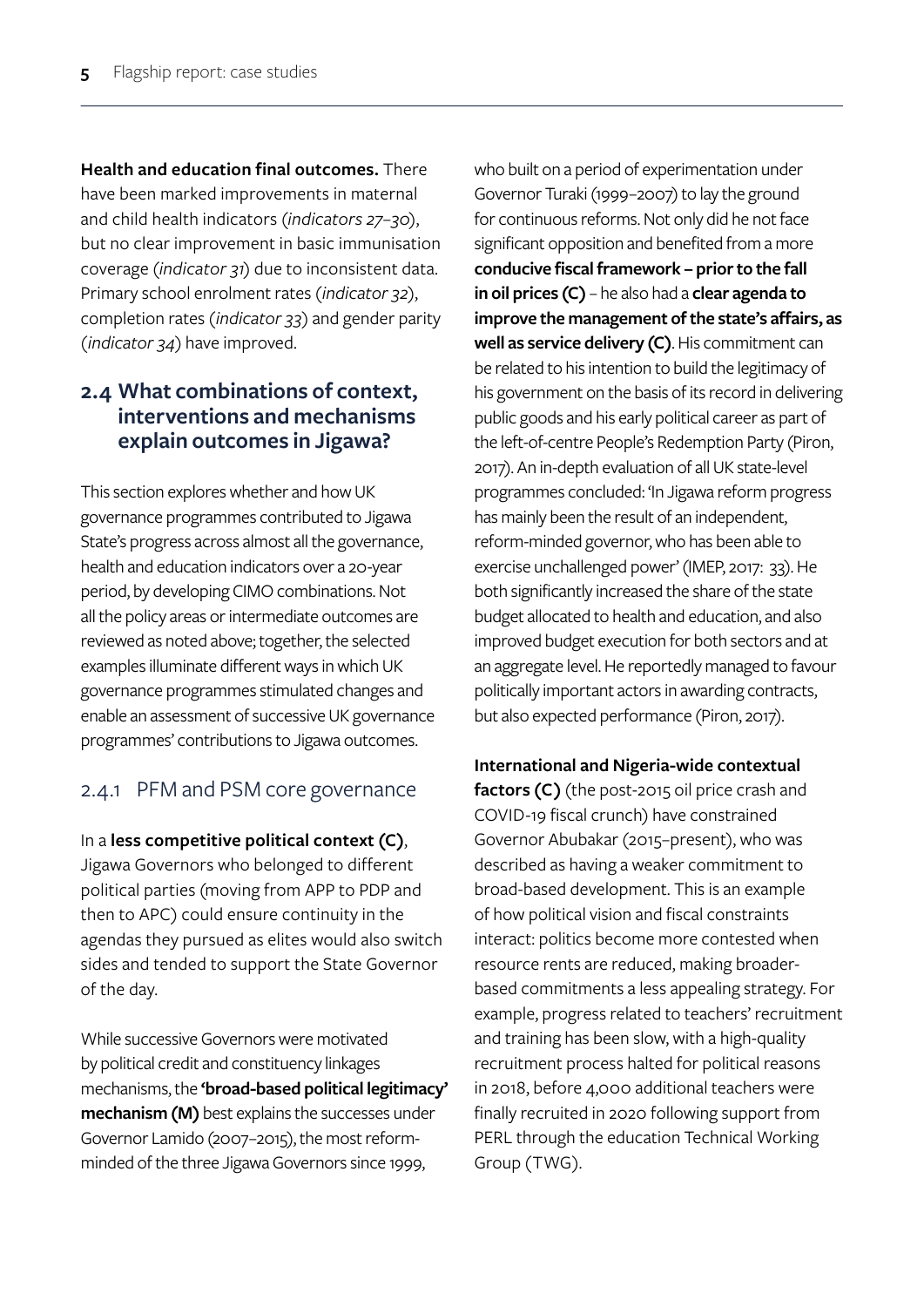**Health and education final outcomes.** There have been marked improvements in maternal and child health indicators (*indicators 27–30*), but no clear improvement in basic immunisation coverage (*indicator 31*) due to inconsistent data. Primary school enrolment rates (*indicator 32*), completion rates (*indicator 33*) and gender parity (*indicator 34*) have improved.

## 2.4 What combinations of context, interventions and mechanisms explain outcomes in Jigawa?

This section explores whether and how UK governance programmes contributed to Jigawa State's progress across almost all the governance, health and education indicators over a 20-year period, by developing CIMO combinations. Not all the policy areas or intermediate outcomes are reviewed as noted above; together, the selected examples illuminate different ways in which UK governance programmes stimulated changes and enable an assessment of successive UK governance programmes' contributions to Jigawa outcomes.

### 2.4.1 PFM and PSM core governance

In a **less competitive political context (C)**, Jigawa Governors who belonged to different political parties (moving from APP to PDP and then to APC) could ensure continuity in the agendas they pursued as elites would also switch sides and tended to support the State Governor of the day.

While successive Governors were motivated by political credit and constituency linkages mechanisms, the **'broad-based political legitimacy' mechanism (M)** best explains the successes under Governor Lamido (2007–2015), the most reform-minded of the three Jigawa Governors since 1999, who built on a period of experimentation under Governor Turaki (1999–2007) to lay the ground for continuous reforms. Not only did he not face significant opposition and benefited from a more **conducive fiscal framework – prior to the fall in oil prices (C)** – he also had a **clear agenda to improve the management of the state's affairs, as well as service delivery (C)**. His commitment can be related to his intention to build the legitimacy of his government on the basis of its record in delivering public goods and his early political career as part of the left-of-centre People's Redemption Party (Piron, 2017). An in-depth evaluation of all UK state-level programmes concluded: 'In Jigawa reform progress has mainly been the result of an independent, reform-minded governor, who has been able to exercise unchallenged power' (IMEP, 2017: 33). He both significantly increased the share of the state budget allocated to health and education, and also improved budget execution for both sectors and at an aggregate level. He reportedly managed to favour politically important actors in awarding contracts, but also expected performance (Piron, 2017).

**International and Nigeria-wide contextual factors (C)** (the post-2015 oil price crash and COVID-19 fiscal crunch) have constrained Governor Abubakar (2015–present), who was described as having a weaker commitment to broad-based development. This is an example of how political vision and fiscal constraints interact: politics become more contested when resource rents are reduced, making broader-based commitments a less appealing strategy. For example, progress related to teachers' recruitment and training has been slow, with a high-quality recruitment process halted for political reasons in 2018, before 4,000 additional teachers were finally recruited in 2020 following support from PERL through the education Technical Working Group (TWG).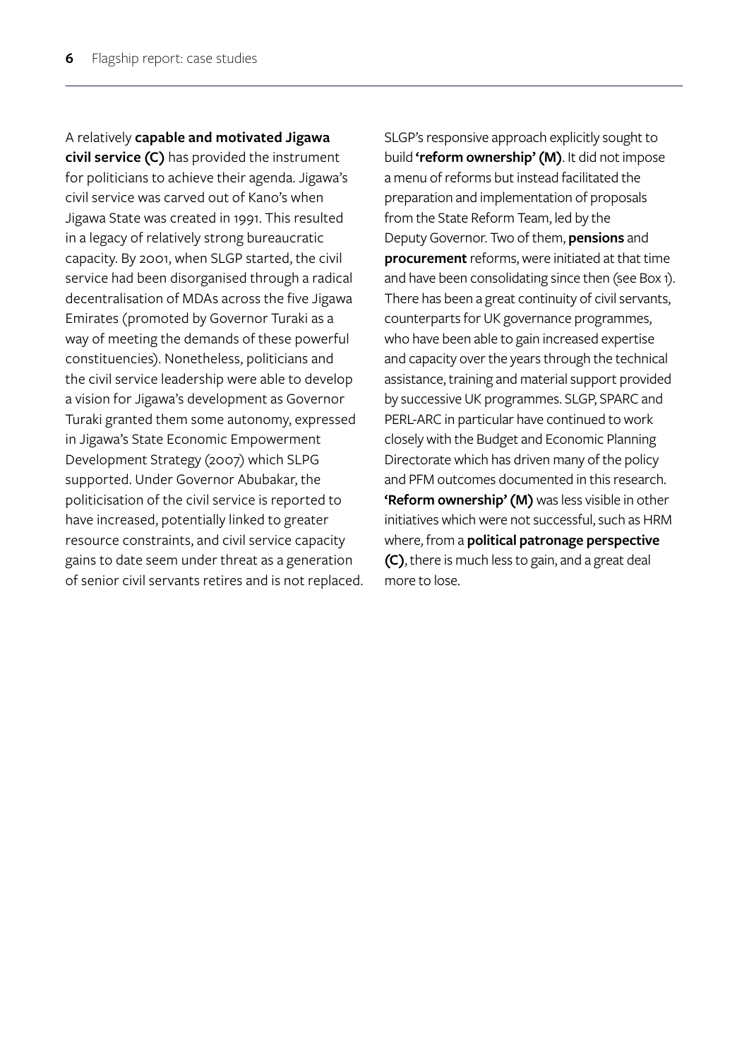A relatively **capable and motivated Jigawa civil service (C)** has provided the instrument for politicians to achieve their agenda. Jigawa's civil service was carved out of Kano's when Jigawa State was created in 1991. This resulted in a legacy of relatively strong bureaucratic capacity. By 2001, when SLGP started, the civil service had been disorganised through a radical decentralisation of MDAs across the five Jigawa Emirates (promoted by Governor Turaki as a way of meeting the demands of these powerful constituencies). Nonetheless, politicians and the civil service leadership were able to develop a vision for Jigawa's development as Governor Turaki granted them some autonomy, expressed in Jigawa's State Economic Empowerment Development Strategy (2007) which SLPG supported. Under Governor Abubakar, the politicisation of the civil service is reported to have increased, potentially linked to greater resource constraints, and civil service capacity gains to date seem under threat as a generation of senior civil servants retires and is not replaced.

SLGP's responsive approach explicitly sought to build **'reform ownership' (M)**. It did not impose a menu of reforms but instead facilitated the preparation and implementation of proposals from the State Reform Team, led by the Deputy Governor. Two of them, **pensions** and **procurement** reforms, were initiated at that time and have been consolidating since then (see Box 1). There has been a great continuity of civil servants, counterparts for UK governance programmes, who have been able to gain increased expertise and capacity over the years through the technical assistance, training and material support provided by successive UK programmes. SLGP, SPARC and PERL-ARC in particular have continued to work closely with the Budget and Economic Planning Directorate which has driven many of the policy and PFM outcomes documented in this research. **'Reform ownership' (M)** was less visible in other initiatives which were not successful, such as HRM where, from a **political patronage perspective (C)**, there is much less to gain, and a great deal more to lose.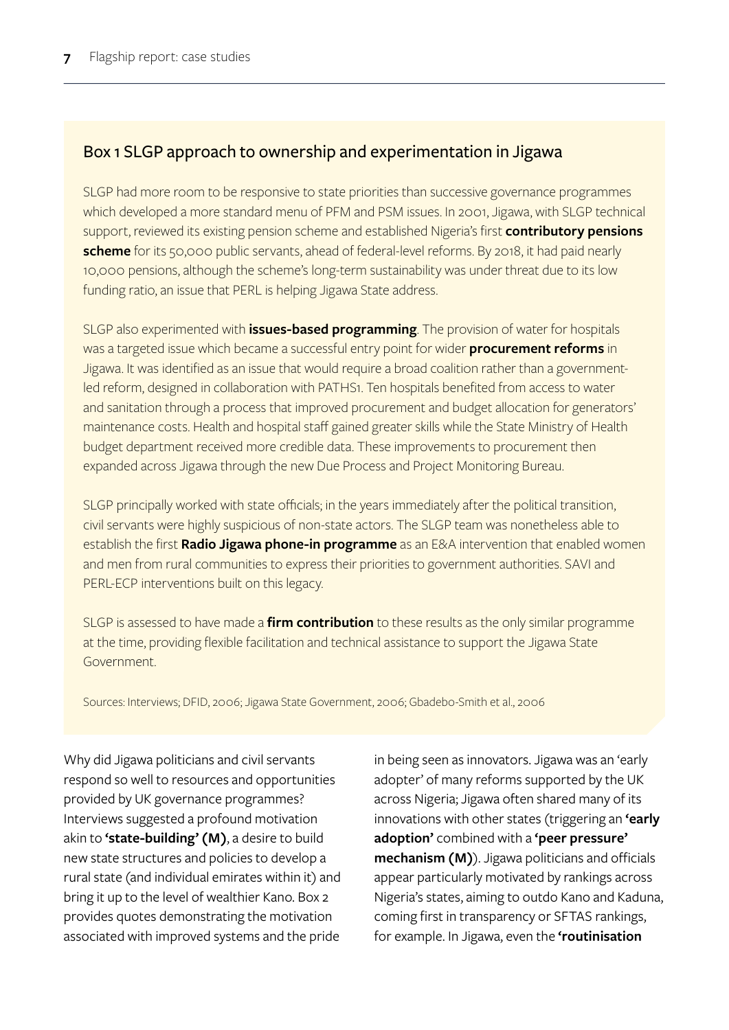### Box 1 SLGP approach to ownership and experimentation in Jigawa

SLGP had more room to be responsive to state priorities than successive governance programmes which developed a more standard menu of PFM and PSM issues. In 2001, Jigawa, with SLGP technical support, reviewed its existing pension scheme and established Nigeria's first **contributory pensions scheme** for its 50,000 public servants, ahead of federal-level reforms. By 2018, it had paid nearly 10,000 pensions, although the scheme's long-term sustainability was under threat due to its low funding ratio, an issue that PERL is helping Jigawa State address.

SLGP also experimented with **issues-based programming**. The provision of water for hospitals was a targeted issue which became a successful entry point for wider **procurement reforms** in Jigawa. It was identified as an issue that would require a broad coalition rather than a government-led reform, designed in collaboration with PATHS1. Ten hospitals benefited from access to water and sanitation through a process that improved procurement and budget allocation for generators' maintenance costs. Health and hospital staff gained greater skills while the State Ministry of Health budget department received more credible data. These improvements to procurement then expanded across Jigawa through the new Due Process and Project Monitoring Bureau.

SLGP principally worked with state officials; in the years immediately after the political transition, civil servants were highly suspicious of non-state actors. The SLGP team was nonetheless able to establish the first **Radio Jigawa phone-in programme** as an E&A intervention that enabled women and men from rural communities to express their priorities to government authorities. SAVI and PERL-ECP interventions built on this legacy.

SLGP is assessed to have made a **firm contribution** to these results as the only similar programme at the time, providing flexible facilitation and technical assistance to support the Jigawa State Government.

Sources: Interviews; DFID, 2006; Jigawa State Government, 2006; Gbadebo-Smith et al., 2006

Why did Jigawa politicians and civil servants respond so well to resources and opportunities provided by UK governance programmes? Interviews suggested a profound motivation akin to **'state-building' (M)**, a desire to build new state structures and policies to develop a rural state (and individual emirates within it) and bring it up to the level of wealthier Kano. Box 2 provides quotes demonstrating the motivation associated with improved systems and the pride in being seen as innovators. Jigawa was an 'early adopter' of many reforms supported by the UK across Nigeria; Jigawa often shared many of its innovations with other states (triggering an **'early adoption'** combined with a **'peer pressure' mechanism (M)**). Jigawa politicians and officials appear particularly motivated by rankings across Nigeria's states, aiming to outdo Kano and Kaduna, coming first in transparency or SFTAS rankings, for example. In Jigawa, even the **'routinisation**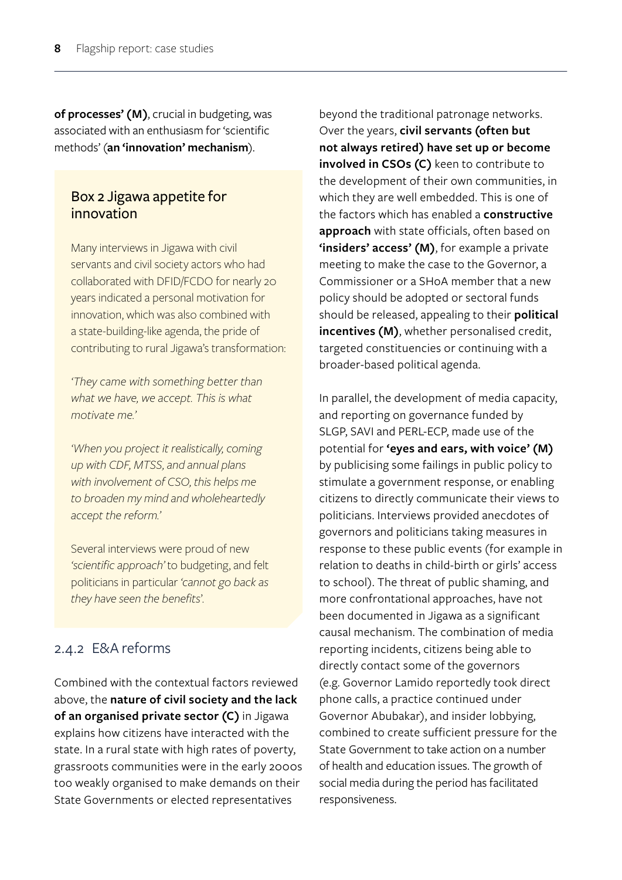**of processes' (M)**, crucial in budgeting, was associated with an enthusiasm for 'scientific methods' (**an 'innovation' mechanism**).

### Box 2 Jigawa appetite for innovation

Many interviews in Jigawa with civil servants and civil society actors who had collaborated with DFID/FCDO for nearly 20 years indicated a personal motivation for innovation, which was also combined with a state-building-like agenda, the pride of contributing to rural Jigawa's transformation:

*'They came with something better than what we have, we accept. This is what motivate me.'*

*'When you project it realistically, coming up with CDF, MTSS, and annual plans with involvement of CSO, this helps me to broaden my mind and wholeheartedly accept the reform.'*

Several interviews were proud of new *'scientific approach'* to budgeting, and felt politicians in particular *'cannot go back as they have seen the benefits'.*

### 2.4.2 E&A reforms

Combined with the contextual factors reviewed above, the **nature of civil society and the lack of an organised private sector (C)** in Jigawa explains how citizens have interacted with the state. In a rural state with high rates of poverty, grassroots communities were in the early 2000s too weakly organised to make demands on their State Governments or elected representatives beyond the traditional patronage networks. Over the years, **civil servants (often but not always retired) have set up or become involved in CSOs (C)** keen to contribute to the development of their own communities, in which they are well embedded. This is one of the factors which has enabled a **constructive approach** with state officials, often based on **'insiders' access' (M)**, for example a private meeting to make the case to the Governor, a Commissioner or a SHoA member that a new policy should be adopted or sectoral funds should be released, appealing to their **political incentives (M)**, whether personalised credit, targeted constituencies or continuing with a broader-based political agenda.

In parallel, the development of media capacity, and reporting on governance funded by SLGP, SAVI and PERL-ECP, made use of the potential for **'eyes and ears, with voice' (M)** by publicising some failings in public policy to stimulate a government response, or enabling citizens to directly communicate their views to politicians. Interviews provided anecdotes of governors and politicians taking measures in response to these public events (for example in relation to deaths in child-birth or girls' access to school). The threat of public shaming, and more confrontational approaches, have not been documented in Jigawa as a significant causal mechanism. The combination of media reporting incidents, citizens being able to directly contact some of the governors (e.g. Governor Lamido reportedly took direct phone calls, a practice continued under Governor Abubakar), and insider lobbying, combined to create sufficient pressure for the State Government to take action on a number of health and education issues. The growth of social media during the period has facilitated responsiveness.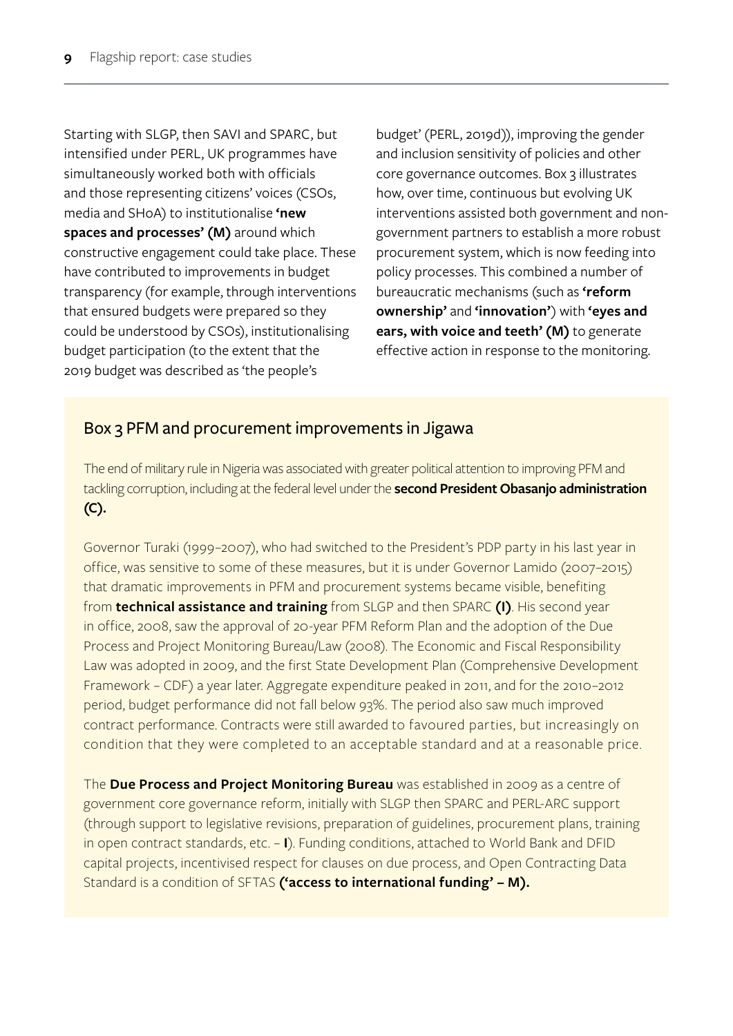Starting with SLGP, then SAVI and SPARC, but intensified under PERL, UK programmes have simultaneously worked both with officials and those representing citizens' voices (CSOs, media and SHoA) to institutionalise **'new spaces and processes' (M)** around which constructive engagement could take place. These have contributed to improvements in budget transparency (for example, through interventions that ensured budgets were prepared so they could be understood by CSOs), institutionalising budget participation (to the extent that the 2019 budget was described as 'the people's budget' (PERL, 2019d)), improving the gender and inclusion sensitivity of policies and other core governance outcomes. Box 3 illustrates how, over time, continuous but evolving UK interventions assisted both government and non-government partners to establish a more robust procurement system, which is now feeding into policy processes. This combined a number of bureaucratic mechanisms (such as **'reform ownership'** and **'innovation'**) with **'eyes and ears, with voice and teeth' (M)** to generate effective action in response to the monitoring.

## Box 3 PFM and procurement improvements in Jigawa

The end of military rule in Nigeria was associated with greater political attention to improving PFM and tackling corruption, including at the federal level under the **second President Obasanjo administration (C).**

Governor Turaki (1999–2007), who had switched to the President's PDP party in his last year in office, was sensitive to some of these measures, but it is under Governor Lamido (2007–2015) that dramatic improvements in PFM and procurement systems became visible, benefiting from **technical assistance and training** from SLGP and then SPARC **(I)**. His second year in office, 2008, saw the approval of 20-year PFM Reform Plan and the adoption of the Due Process and Project Monitoring Bureau/Law (2008). The Economic and Fiscal Responsibility Law was adopted in 2009, and the first State Development Plan (Comprehensive Development Framework – CDF) a year later. Aggregate expenditure peaked in 2011, and for the 2010–2012 period, budget performance did not fall below 93%. The period also saw much improved contract performance. Contracts were still awarded to favoured parties, but increasingly on condition that they were completed to an acceptable standard and at a reasonable price.

The **Due Process and Project Monitoring Bureau** was established in 2009 as a centre of government core governance reform, initially with SLGP then SPARC and PERL-ARC support (through support to legislative revisions, preparation of guidelines, procurement plans, training in open contract standards, etc. – **I**). Funding conditions, attached to World Bank and DFID capital projects, incentivised respect for clauses on due process, and Open Contracting Data Standard is a condition of SFTAS **('access to international funding' – M).**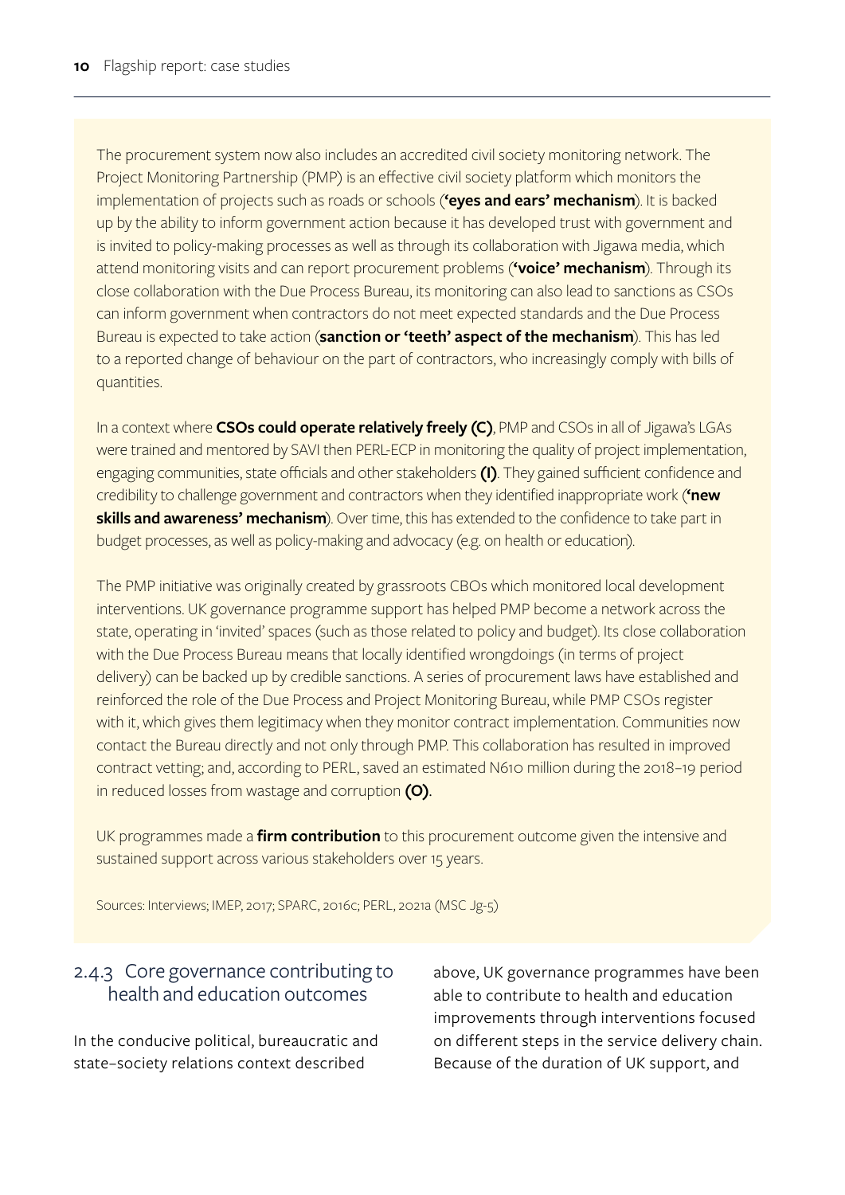The procurement system now also includes an accredited civil society monitoring network. The Project Monitoring Partnership (PMP) is an effective civil society platform which monitors the implementation of projects such as roads or schools (**'eyes and ears' mechanism**). It is backed up by the ability to inform government action because it has developed trust with government and is invited to policy-making processes as well as through its collaboration with Jigawa media, which attend monitoring visits and can report procurement problems (**'voice' mechanism**). Through its close collaboration with the Due Process Bureau, its monitoring can also lead to sanctions as CSOs can inform government when contractors do not meet expected standards and the Due Process Bureau is expected to take action (**sanction or 'teeth' aspect of the mechanism**). This has led to a reported change of behaviour on the part of contractors, who increasingly comply with bills of quantities.

In a context where **CSOs could operate relatively freely (C)**, PMP and CSOs in all of Jigawa's LGAs were trained and mentored by SAVI then PERL-ECP in monitoring the quality of project implementation, engaging communities, state officials and other stakeholders **(I)**. They gained sufficient confidence and credibility to challenge government and contractors when they identified inappropriate work (**'new skills and awareness' mechanism**). Over time, this has extended to the confidence to take part in budget processes, as well as policy-making and advocacy (e.g. on health or education).

The PMP initiative was originally created by grassroots CBOs which monitored local development interventions. UK governance programme support has helped PMP become a network across the state, operating in 'invited' spaces (such as those related to policy and budget). Its close collaboration with the Due Process Bureau means that locally identified wrongdoings (in terms of project delivery) can be backed up by credible sanctions. A series of procurement laws have established and reinforced the role of the Due Process and Project Monitoring Bureau, while PMP CSOs register with it, which gives them legitimacy when they monitor contract implementation. Communities now contact the Bureau directly and not only through PMP. This collaboration has resulted in improved contract vetting; and, according to PERL, saved an estimated N610 million during the 2018–19 period in reduced losses from wastage and corruption **(O)**.

UK programmes made a **firm contribution** to this procurement outcome given the intensive and sustained support across various stakeholders over 15 years.

Sources: Interviews; IMEP, 2017; SPARC, 2016c; PERL, 2021a (MSC Jg-5)

### 2.4.3 Core governance contributing to health and education outcomes

In the conducive political, bureaucratic and state–society relations context described above, UK governance programmes have been able to contribute to health and education improvements through interventions focused on different steps in the service delivery chain. Because of the duration of UK support, and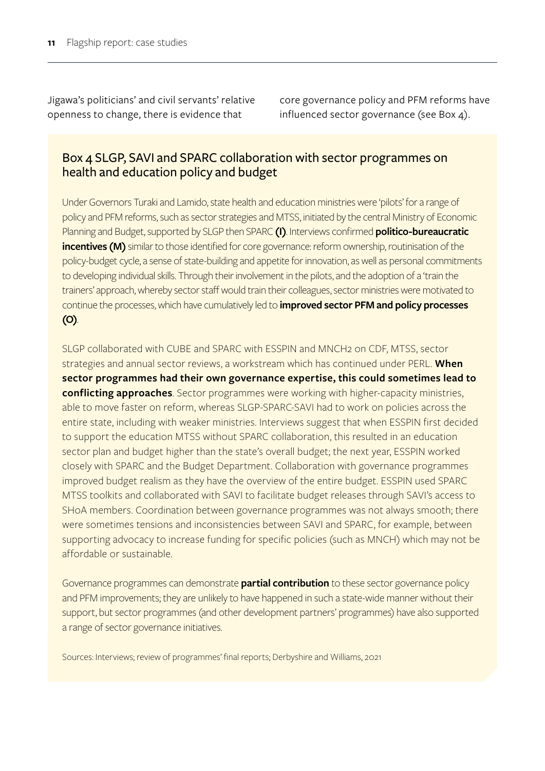Jigawa's politicians' and civil servants' relative openness to change, there is evidence that core governance policy and PFM reforms have influenced sector governance (see Box 4).

### Box 4 SLGP, SAVI and SPARC collaboration with sector programmes on health and education policy and budget

Under Governors Turaki and Lamido, state health and education ministries were 'pilots' for a range of policy and PFM reforms, such as sector strategies and MTSS, initiated by the central Ministry of Economic Planning and Budget, supported by SLGP then SPARC **(I)**. Interviews confirmed **politico-bureaucratic incentives (M)** similar to those identified for core governance: reform ownership, routinisation of the policy-budget cycle, a sense of state-building and appetite for innovation, as well as personal commitments to developing individual skills. Through their involvement in the pilots, and the adoption of a 'train the trainers' approach, whereby sector staff would train their colleagues, sector ministries were motivated to continue the processes, which have cumulatively led to **improved sector PFM and policy processes (O)**.

SLGP collaborated with CUBE and SPARC with ESSPIN and MNCH2 on CDF, MTSS, sector strategies and annual sector reviews, a workstream which has continued under PERL. **When sector programmes had their own governance expertise, this could sometimes lead to conflicting approaches**. Sector programmes were working with higher-capacity ministries, able to move faster on reform, whereas SLGP-SPARC-SAVI had to work on policies across the entire state, including with weaker ministries. Interviews suggest that when ESSPIN first decided to support the education MTSS without SPARC collaboration, this resulted in an education sector plan and budget higher than the state's overall budget; the next year, ESSPIN worked closely with SPARC and the Budget Department. Collaboration with governance programmes improved budget realism as they have the overview of the entire budget. ESSPIN used SPARC MTSS toolkits and collaborated with SAVI to facilitate budget releases through SAVI's access to SHoA members. Coordination between governance programmes was not always smooth; there were sometimes tensions and inconsistencies between SAVI and SPARC, for example, between supporting advocacy to increase funding for specific policies (such as MNCH) which may not be affordable or sustainable.

Governance programmes can demonstrate **partial contribution** to these sector governance policy and PFM improvements; they are unlikely to have happened in such a state-wide manner without their support, but sector programmes (and other development partners' programmes) have also supported a range of sector governance initiatives.

Sources: Interviews; review of programmes' final reports; Derbyshire and Williams, 2021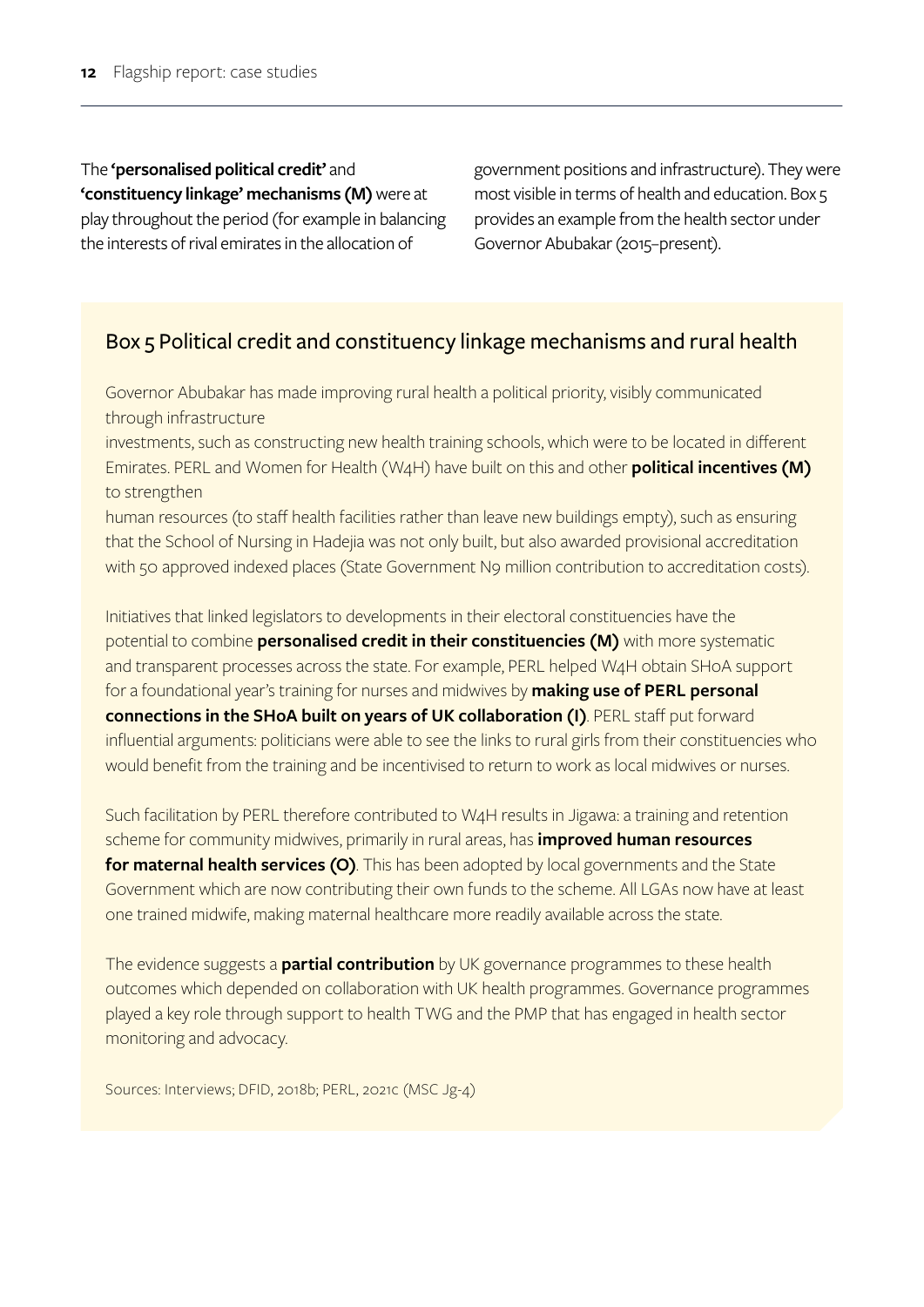The **'personalised political credit'** and **'constituency linkage' mechanisms (M)** were at play throughout the period (for example in balancing the interests of rival emirates in the allocation of government positions and infrastructure). They were most visible in terms of health and education. Box 5 provides an example from the health sector under Governor Abubakar (2015–present).

## Box 5 Political credit and constituency linkage mechanisms and rural health

Governor Abubakar has made improving rural health a political priority, visibly communicated through infrastructure investments, such as constructing new health training schools, which were to be located in different Emirates. PERL and Women for Health (W4H) have built on this and other **political incentives (M)** to strengthen human resources (to staff health facilities rather than leave new buildings empty), such as ensuring that the School of Nursing in Hadejia was not only built, but also awarded provisional accreditation with 50 approved indexed places (State Government N9 million contribution to accreditation costs).

Initiatives that linked legislators to developments in their electoral constituencies have the potential to combine **personalised credit in their constituencies (M)** with more systematic and transparent processes across the state. For example, PERL helped W4H obtain SHoA support for a foundational year's training for nurses and midwives by **making use of PERL personal connections in the SHoA built on years of UK collaboration (I)**. PERL staff put forward influential arguments: politicians were able to see the links to rural girls from their constituencies who would benefit from the training and be incentivised to return to work as local midwives or nurses.

Such facilitation by PERL therefore contributed to W4H results in Jigawa: a training and retention scheme for community midwives, primarily in rural areas, has **improved human resources for maternal health services (O)**. This has been adopted by local governments and the State Government which are now contributing their own funds to the scheme. All LGAs now have at least one trained midwife, making maternal healthcare more readily available across the state.

The evidence suggests a **partial contribution** by UK governance programmes to these health outcomes which depended on collaboration with UK health programmes. Governance programmes played a key role through support to health TWG and the PMP that has engaged in health sector monitoring and advocacy.

Sources: Interviews; DFID, 2018b; PERL, 2021c (MSC Jg-4)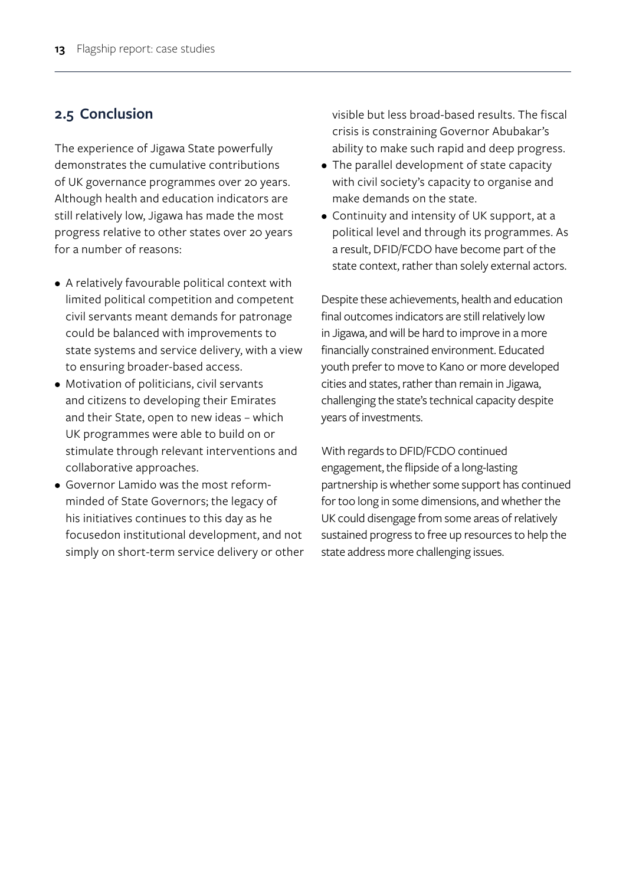## 2.5 Conclusion

The experience of Jigawa State powerfully demonstrates the cumulative contributions of UK governance programmes over 20 years. Although health and education indicators are still relatively low, Jigawa has made the most progress relative to other states over 20 years for a number of reasons:

- A relatively favourable political context with limited political competition and competent civil servants meant demands for patronage could be balanced with improvements to state systems and service delivery, with a view to ensuring broader-based access.
- Motivation of politicians, civil servants and citizens to developing their Emirates and their State, open to new ideas – which UK programmes were able to build on or stimulate through relevant interventions and collaborative approaches.
- Governor Lamido was the most reform-minded of State Governors; the legacy of his initiatives continues to this day as he focusedon institutional development, and not simply on short-term service delivery or other visible but less broad-based results. The fiscal crisis is constraining Governor Abubakar's ability to make such rapid and deep progress.
- The parallel development of state capacity with civil society's capacity to organise and make demands on the state.
- Continuity and intensity of UK support, at a political level and through its programmes. As a result, DFID/FCDO have become part of the state context, rather than solely external actors.

Despite these achievements, health and education final outcomes indicators are still relatively low in Jigawa, and will be hard to improve in a more financially constrained environment. Educated youth prefer to move to Kano or more developed cities and states, rather than remain in Jigawa, challenging the state's technical capacity despite years of investments.

With regards to DFID/FCDO continued engagement, the flipside of a long-lasting partnership is whether some support has continued for too long in some dimensions, and whether the UK could disengage from some areas of relatively sustained progress to free up resources to help the state address more challenging issues.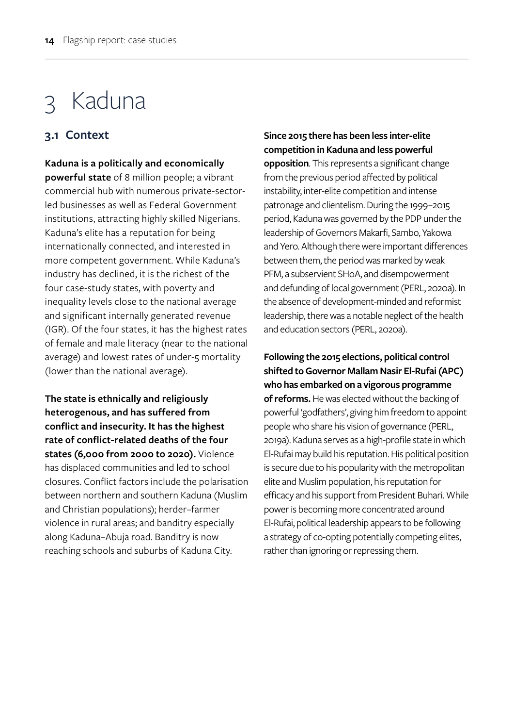# 3 Kaduna

## 3.1 Context

**Kaduna is a politically and economically powerful state** of 8 million people; a vibrant commercial hub with numerous private-sector-led businesses as well as Federal Government institutions, attracting highly skilled Nigerians. Kaduna's elite has a reputation for being internationally connected, and interested in more competent government. While Kaduna's industry has declined, it is the richest of the four case-study states, with poverty and inequality levels close to the national average and significant internally generated revenue (IGR). Of the four states, it has the highest rates of female and male literacy (near to the national average) and lowest rates of under-5 mortality (lower than the national average).

**The state is ethnically and religiously heterogenous, and has suffered from conflict and insecurity. It has the highest rate of conflict-related deaths of the four states (6,000 from 2000 to 2020).** Violence has displaced communities and led to school closures. Conflict factors include the polarisation between northern and southern Kaduna (Muslim and Christian populations); herder–farmer violence in rural areas; and banditry especially along Kaduna–Abuja road. Banditry is now reaching schools and suburbs of Kaduna City.

**Since 2015 there has been less inter-elite competition in Kaduna and less powerful opposition**. This represents a significant change from the previous period affected by political instability, inter-elite competition and intense patronage and clientelism. During the 1999–2015 period, Kaduna was governed by the PDP under the leadership of Governors Makarfi, Sambo, Yakowa and Yero. Although there were important differences between them, the period was marked by weak PFM, a subservient SHoA, and disempowerment and defunding of local government (PERL, 2020a). In the absence of development-minded and reformist leadership, there was a notable neglect of the health and education sectors (PERL, 2020a).

**Following the 2015 elections, political control shifted to Governor Mallam Nasir El-Rufai (APC) who has embarked on a vigorous programme of reforms.** He was elected without the backing of powerful 'godfathers', giving him freedom to appoint people who share his vision of governance (PERL, 2019a). Kaduna serves as a high-profile state in which El-Rufai may build his reputation. His political position is secure due to his popularity with the metropolitan elite and Muslim population, his reputation for efficacy and his support from President Buhari. While power is becoming more concentrated around El-Rufai, political leadership appears to be following a strategy of co-opting potentially competing elites, rather than ignoring or repressing them.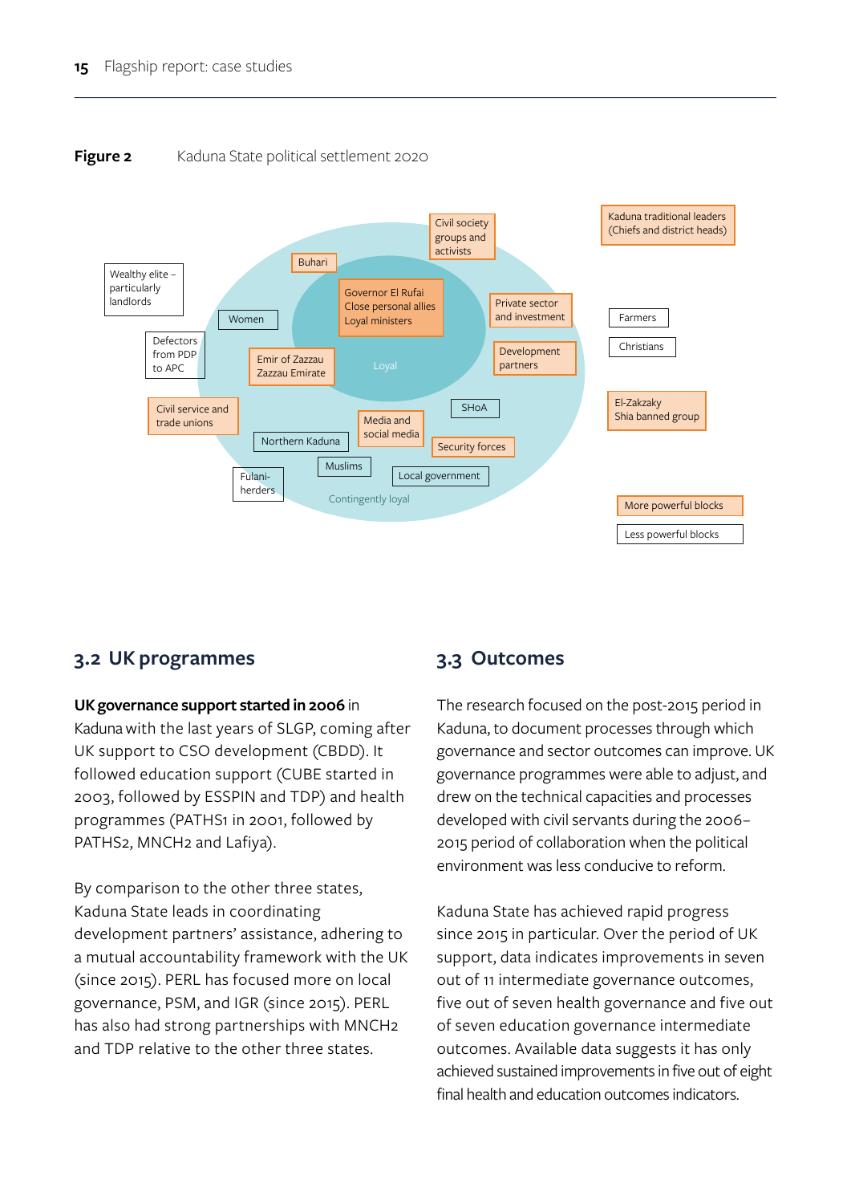**Figure 2** Kaduna State political settlement 2020

Civil society groups and activists

Kaduna traditional leaders (Chiefs and district heads)

Buhari

Wealthy elite – particularly landlords

Governor El Rufai
Close personal allies
Loyal ministers

Private sector and investment

Women

Farmers

Defectors from PDP to APC

Development partners

Christians

Emir of Zazzau
Zazzau Emirate

Loyal

El-Zakzaky
Shia banned group

Civil service and trade unions

SHoA

Media and social media

Northern Kaduna

Security forces

Muslims

Fulani-herders

Local government

Contingently loyal

More powerful blocks

Less powerful blocks

## 3.2 UK programmes

**UK governance support started in 2006** in Kaduna with the last years of SLGP, coming after UK support to CSO development (CBDD). It followed education support (CUBE started in 2003, followed by ESSPIN and TDP) and health programmes (PATHS1 in 2001, followed by PATHS2, MNCH2 and Lafiya).

By comparison to the other three states, Kaduna State leads in coordinating development partners' assistance, adhering to a mutual accountability framework with the UK (since 2015). PERL has focused more on local governance, PSM, and IGR (since 2015). PERL has also had strong partnerships with MNCH2 and TDP relative to the other three states.

## 3.3 Outcomes

The research focused on the post-2015 period in Kaduna, to document processes through which governance and sector outcomes can improve. UK governance programmes were able to adjust, and drew on the technical capacities and processes developed with civil servants during the 2006–2015 period of collaboration when the political environment was less conducive to reform.

Kaduna State has achieved rapid progress since 2015 in particular. Over the period of UK support, data indicates improvements in seven out of 11 intermediate governance outcomes, five out of seven health governance and five out of seven education governance intermediate outcomes. Available data suggests it has only achieved sustained improvements in five out of eight final health and education outcomes indicators.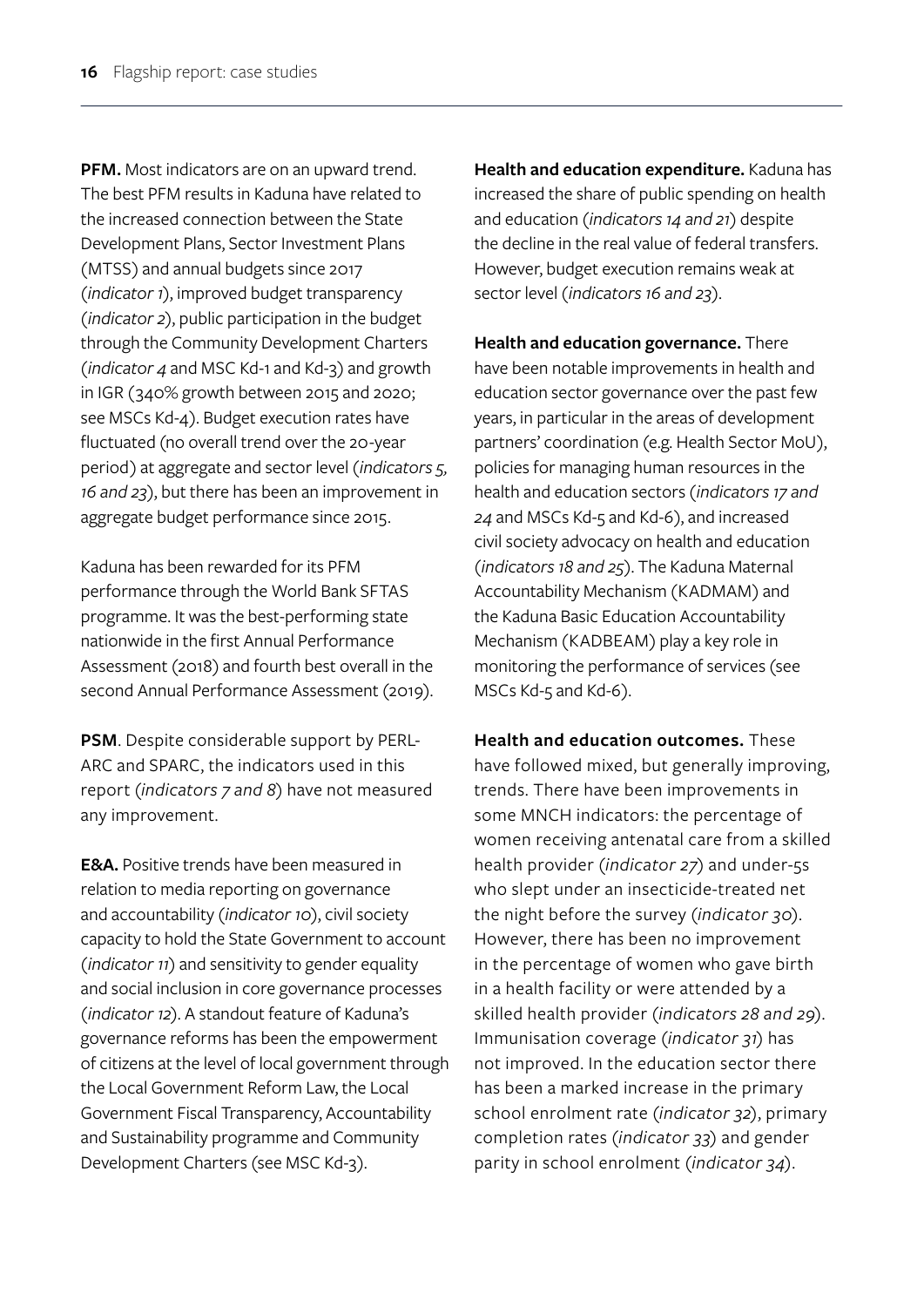**PFM.** Most indicators are on an upward trend. The best PFM results in Kaduna have related to the increased connection between the State Development Plans, Sector Investment Plans (MTSS) and annual budgets since 2017 (*indicator 1*), improved budget transparency (*indicator 2*), public participation in the budget through the Community Development Charters (*indicator 4* and MSC Kd-1 and Kd-3) and growth in IGR (340% growth between 2015 and 2020; see MSCs Kd-4). Budget execution rates have fluctuated (no overall trend over the 20-year period) at aggregate and sector level (*indicators 5, 16 and 23*), but there has been an improvement in aggregate budget performance since 2015.

Kaduna has been rewarded for its PFM performance through the World Bank SFTAS programme. It was the best-performing state nationwide in the first Annual Performance Assessment (2018) and fourth best overall in the second Annual Performance Assessment (2019).

**PSM**. Despite considerable support by PERL-ARC and SPARC, the indicators used in this report (*indicators 7 and 8*) have not measured any improvement.

**E&A.** Positive trends have been measured in relation to media reporting on governance and accountability (*indicator 10*), civil society capacity to hold the State Government to account (*indicator 11*) and sensitivity to gender equality and social inclusion in core governance processes (*indicator 12*). A standout feature of Kaduna's governance reforms has been the empowerment of citizens at the level of local government through the Local Government Reform Law, the Local Government Fiscal Transparency, Accountability and Sustainability programme and Community Development Charters (see MSC Kd-3).

**Health and education expenditure.** Kaduna has increased the share of public spending on health and education (*indicators 14 and 21*) despite the decline in the real value of federal transfers. However, budget execution remains weak at sector level (*indicators 16 and 23*).

**Health and education governance.** There have been notable improvements in health and education sector governance over the past few years, in particular in the areas of development partners' coordination (e.g. Health Sector MoU), policies for managing human resources in the health and education sectors (*indicators 17 and 24* and MSCs Kd-5 and Kd-6), and increased civil society advocacy on health and education (*indicators 18 and 25*). The Kaduna Maternal Accountability Mechanism (KADMAM) and the Kaduna Basic Education Accountability Mechanism (KADBEAM) play a key role in monitoring the performance of services (see MSCs Kd-5 and Kd-6).

**Health and education outcomes.** These have followed mixed, but generally improving, trends. There have been improvements in some MNCH indicators: the percentage of women receiving antenatal care from a skilled health provider (*indicator 27*) and under-5s who slept under an insecticide-treated net the night before the survey (*indicator 30*). However, there has been no improvement in the percentage of women who gave birth in a health facility or were attended by a skilled health provider (*indicators 28 and 29*). Immunisation coverage (*indicator 31*) has not improved. In the education sector there has been a marked increase in the primary school enrolment rate (*indicator 32*), primary completion rates (*indicator 33*) and gender parity in school enrolment (*indicator 34*).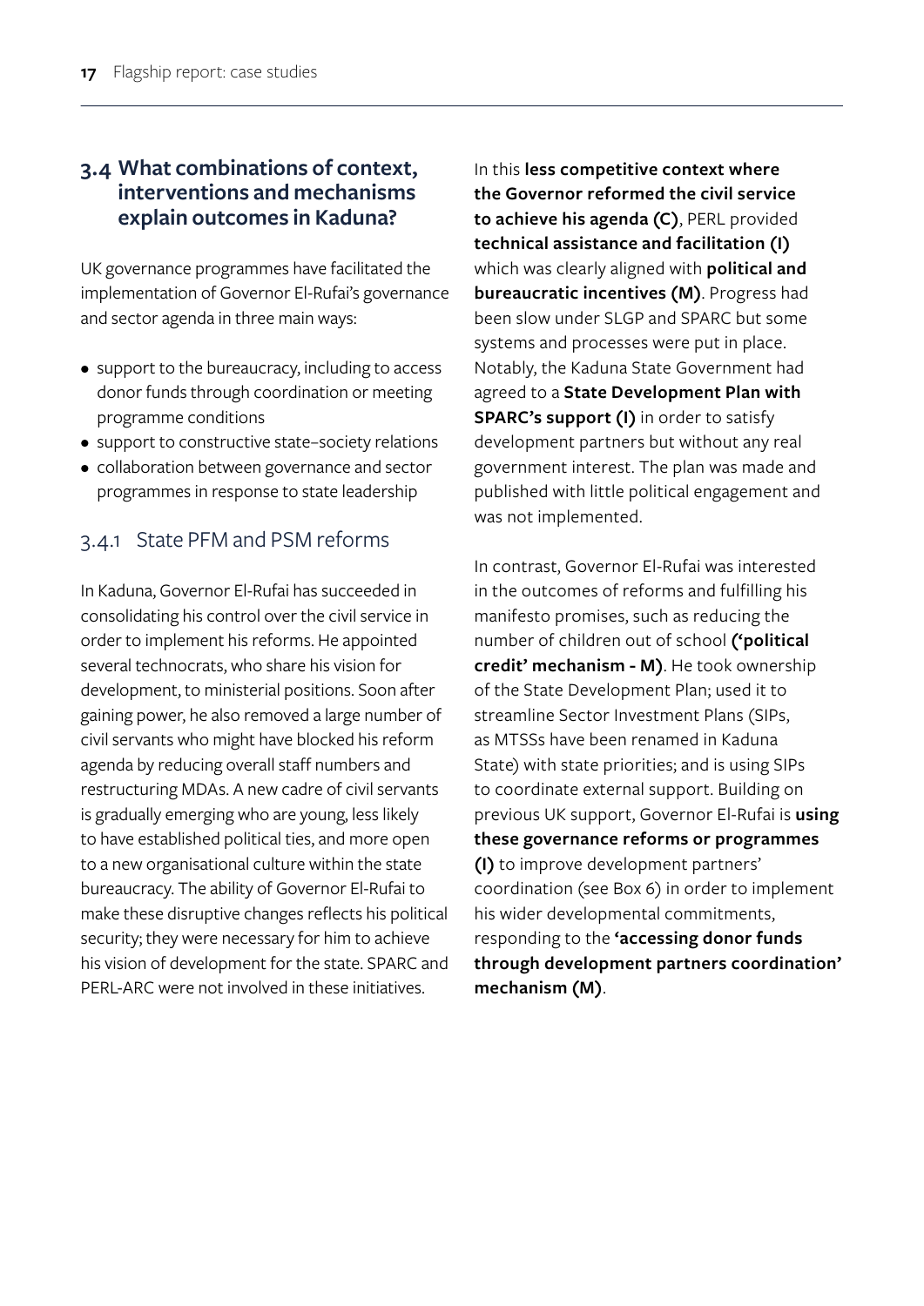## 3.4 What combinations of context, interventions and mechanisms explain outcomes in Kaduna?

UK governance programmes have facilitated the implementation of Governor El-Rufai's governance and sector agenda in three main ways:

- support to the bureaucracy, including to access donor funds through coordination or meeting programme conditions
- support to constructive state–society relations
- collaboration between governance and sector programmes in response to state leadership

### 3.4.1 State PFM and PSM reforms

In Kaduna, Governor El-Rufai has succeeded in consolidating his control over the civil service in order to implement his reforms. He appointed several technocrats, who share his vision for development, to ministerial positions. Soon after gaining power, he also removed a large number of civil servants who might have blocked his reform agenda by reducing overall staff numbers and restructuring MDAs. A new cadre of civil servants is gradually emerging who are young, less likely to have established political ties, and more open to a new organisational culture within the state bureaucracy. The ability of Governor El-Rufai to make these disruptive changes reflects his political security; they were necessary for him to achieve his vision of development for the state. SPARC and PERL-ARC were not involved in these initiatives.

In this **less competitive context where the Governor reformed the civil service to achieve his agenda (C)**, PERL provided **technical assistance and facilitation (I)** which was clearly aligned with **political and bureaucratic incentives (M)**. Progress had been slow under SLGP and SPARC but some systems and processes were put in place. Notably, the Kaduna State Government had agreed to a **State Development Plan with SPARC's support (I)** in order to satisfy development partners but without any real government interest. The plan was made and published with little political engagement and was not implemented.

In contrast, Governor El-Rufai was interested in the outcomes of reforms and fulfilling his manifesto promises, such as reducing the number of children out of school **('political credit' mechanism - M)**. He took ownership of the State Development Plan; used it to streamline Sector Investment Plans (SIPs, as MTSSs have been renamed in Kaduna State) with state priorities; and is using SIPs to coordinate external support. Building on previous UK support, Governor El-Rufai is **using these governance reforms or programmes (I)** to improve development partners' coordination (see Box 6) in order to implement his wider developmental commitments, responding to the **'accessing donor funds through development partners coordination' mechanism (M)**.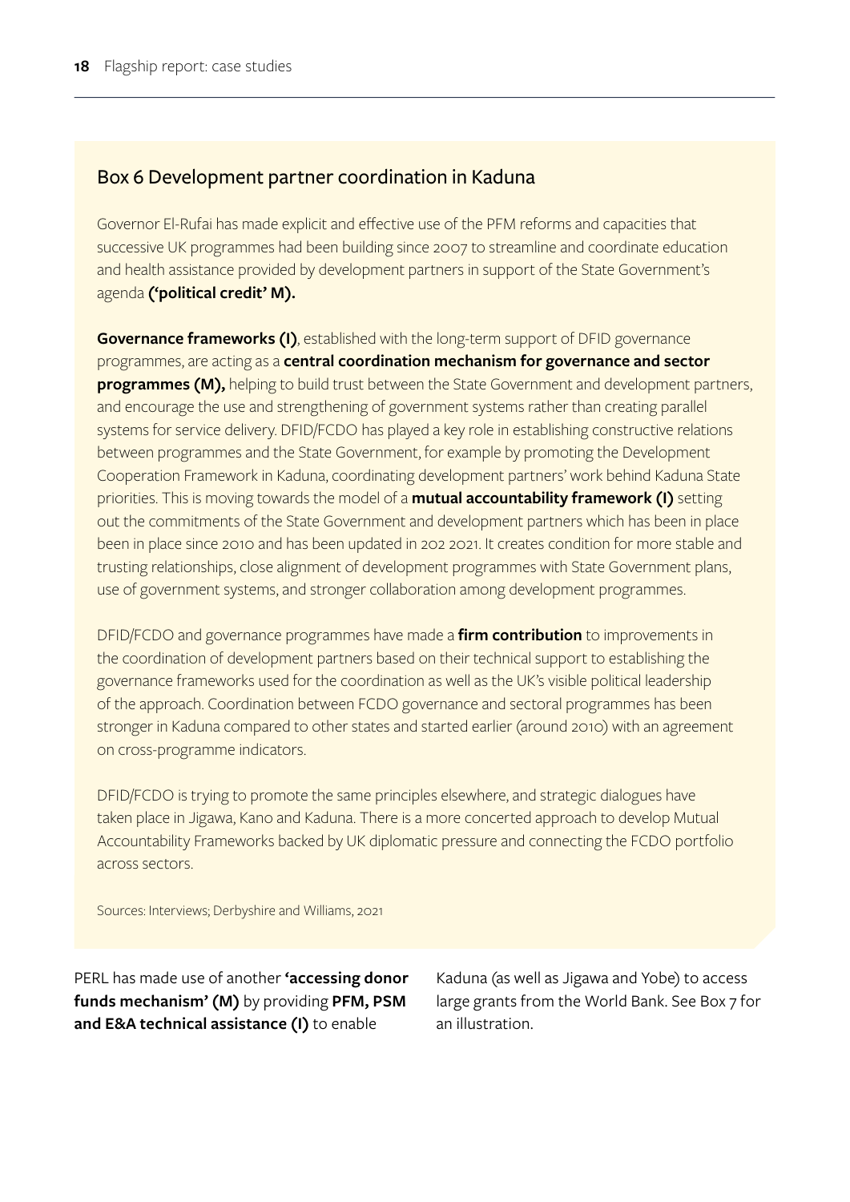## Box 6 Development partner coordination in Kaduna

Governor El-Rufai has made explicit and effective use of the PFM reforms and capacities that successive UK programmes had been building since 2007 to streamline and coordinate education and health assistance provided by development partners in support of the State Government's agenda **('political credit' M).**

**Governance frameworks (I)**, established with the long-term support of DFID governance programmes, are acting as a **central coordination mechanism for governance and sector programmes (M),** helping to build trust between the State Government and development partners, and encourage the use and strengthening of government systems rather than creating parallel systems for service delivery. DFID/FCDO has played a key role in establishing constructive relations between programmes and the State Government, for example by promoting the Development Cooperation Framework in Kaduna, coordinating development partners' work behind Kaduna State priorities. This is moving towards the model of a **mutual accountability framework (I)** setting out the commitments of the State Government and development partners which has been in place been in place since 2010 and has been updated in 202 2021. It creates condition for more stable and trusting relationships, close alignment of development programmes with State Government plans, use of government systems, and stronger collaboration among development programmes.

DFID/FCDO and governance programmes have made a **firm contribution** to improvements in the coordination of development partners based on their technical support to establishing the governance frameworks used for the coordination as well as the UK's visible political leadership of the approach. Coordination between FCDO governance and sectoral programmes has been stronger in Kaduna compared to other states and started earlier (around 2010) with an agreement on cross-programme indicators.

DFID/FCDO is trying to promote the same principles elsewhere, and strategic dialogues have taken place in Jigawa, Kano and Kaduna. There is a more concerted approach to develop Mutual Accountability Frameworks backed by UK diplomatic pressure and connecting the FCDO portfolio across sectors.

Sources: Interviews; Derbyshire and Williams, 2021

PERL has made use of another **'accessing donor funds mechanism' (M)** by providing **PFM, PSM and E&A technical assistance (I)** to enable Kaduna (as well as Jigawa and Yobe) to access large grants from the World Bank. See Box 7 for an illustration.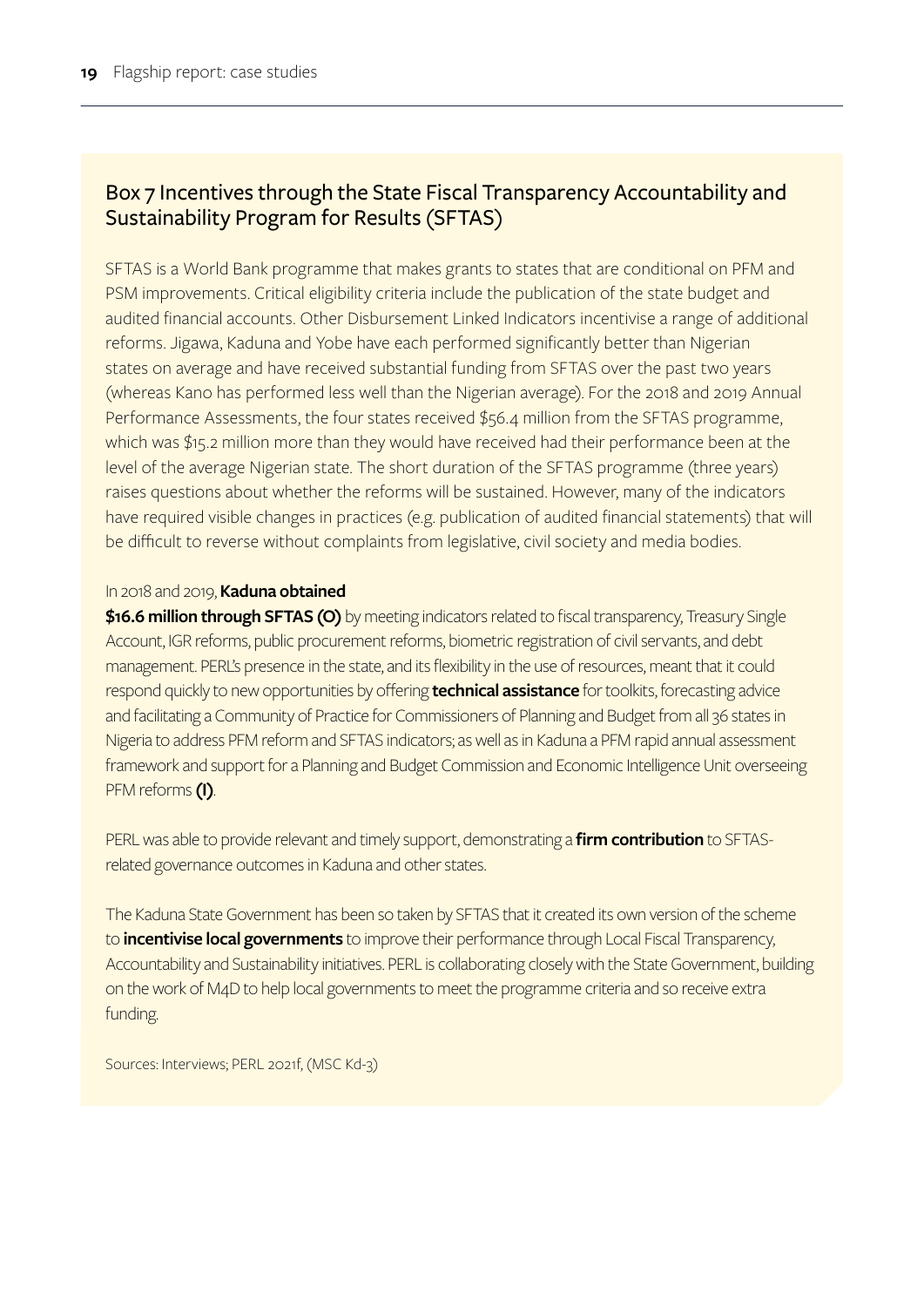## Box 7 Incentives through the State Fiscal Transparency Accountability and Sustainability Program for Results (SFTAS)

SFTAS is a World Bank programme that makes grants to states that are conditional on PFM and PSM improvements. Critical eligibility criteria include the publication of the state budget and audited financial accounts. Other Disbursement Linked Indicators incentivise a range of additional reforms. Jigawa, Kaduna and Yobe have each performed significantly better than Nigerian states on average and have received substantial funding from SFTAS over the past two years (whereas Kano has performed less well than the Nigerian average). For the 2018 and 2019 Annual Performance Assessments, the four states received $56.4 million from the SFTAS programme, which was $15.2 million more than they would have received had their performance been at the level of the average Nigerian state. The short duration of the SFTAS programme (three years) raises questions about whether the reforms will be sustained. However, many of the indicators have required visible changes in practices (e.g. publication of audited financial statements) that will be difficult to reverse without complaints from legislative, civil society and media bodies.

In 2018 and 2019, **Kaduna obtained $16.6 million through SFTAS (O)** by meeting indicators related to fiscal transparency, Treasury Single Account, IGR reforms, public procurement reforms, biometric registration of civil servants, and debt management. PERL's presence in the state, and its flexibility in the use of resources, meant that it could respond quickly to new opportunities by offering **technical assistance** for toolkits, forecasting advice and facilitating a Community of Practice for Commissioners of Planning and Budget from all 36 states in Nigeria to address PFM reform and SFTAS indicators; as well as in Kaduna a PFM rapid annual assessment framework and support for a Planning and Budget Commission and Economic Intelligence Unit overseeing PFM reforms **(I)**.

PERL was able to provide relevant and timely support, demonstrating a **firm contribution** to SFTAS-related governance outcomes in Kaduna and other states.

The Kaduna State Government has been so taken by SFTAS that it created its own version of the scheme to **incentivise local governments** to improve their performance through Local Fiscal Transparency, Accountability and Sustainability initiatives. PERL is collaborating closely with the State Government, building on the work of M4D to help local governments to meet the programme criteria and so receive extra funding.

Sources: Interviews; PERL 2021f, (MSC Kd-3)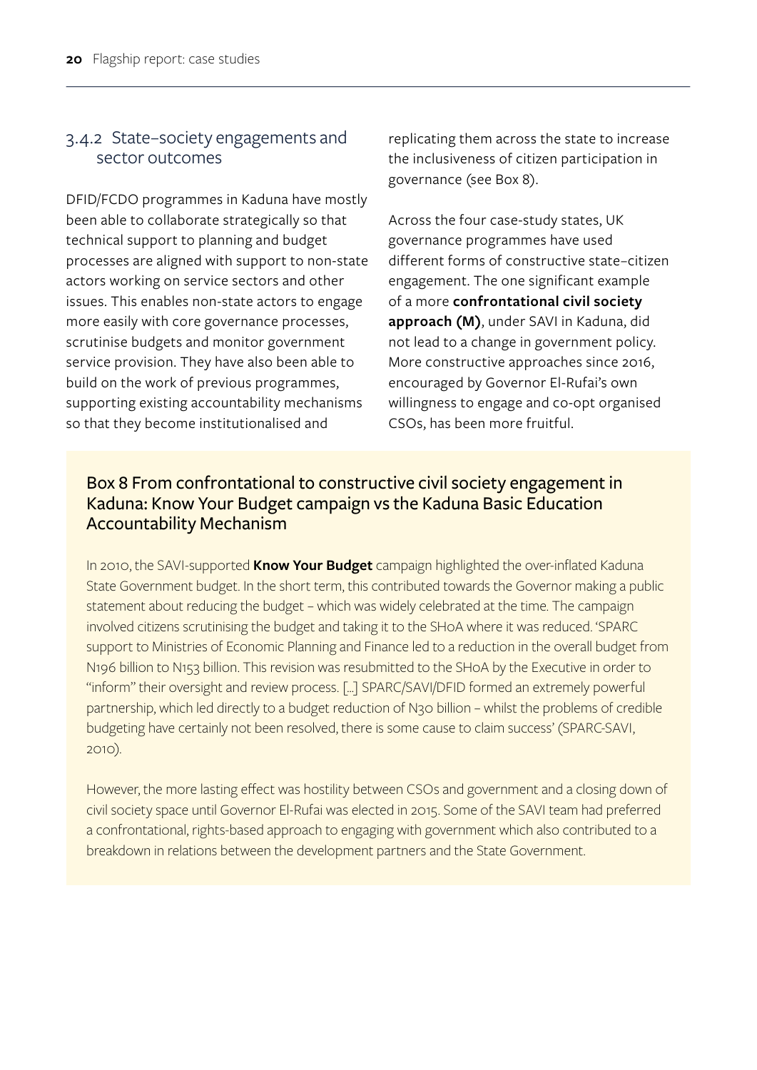### 3.4.2 State–society engagements and sector outcomes

DFID/FCDO programmes in Kaduna have mostly been able to collaborate strategically so that technical support to planning and budget processes are aligned with support to non-state actors working on service sectors and other issues. This enables non-state actors to engage more easily with core governance processes, scrutinise budgets and monitor government service provision. They have also been able to build on the work of previous programmes, supporting existing accountability mechanisms so that they become institutionalised and replicating them across the state to increase the inclusiveness of citizen participation in governance (see Box 8).

Across the four case-study states, UK governance programmes have used different forms of constructive state–citizen engagement. The one significant example of a more **confrontational civil society approach (M)**, under SAVI in Kaduna, did not lead to a change in government policy. More constructive approaches since 2016, encouraged by Governor El-Rufai's own willingness to engage and co-opt organised CSOs, has been more fruitful.

#### Box 8 From confrontational to constructive civil society engagement in Kaduna: Know Your Budget campaign vs the Kaduna Basic Education Accountability Mechanism

In 2010, the SAVI-supported **Know Your Budget** campaign highlighted the over-inflated Kaduna State Government budget. In the short term, this contributed towards the Governor making a public statement about reducing the budget – which was widely celebrated at the time. The campaign involved citizens scrutinising the budget and taking it to the SHoA where it was reduced. 'SPARC support to Ministries of Economic Planning and Finance led to a reduction in the overall budget from N196 billion to N153 billion. This revision was resubmitted to the SHoA by the Executive in order to "inform" their oversight and review process. [...] SPARC/SAVI/DFID formed an extremely powerful partnership, which led directly to a budget reduction of N30 billion – whilst the problems of credible budgeting have certainly not been resolved, there is some cause to claim success' (SPARC-SAVI, 2010).

However, the more lasting effect was hostility between CSOs and government and a closing down of civil society space until Governor El-Rufai was elected in 2015. Some of the SAVI team had preferred a confrontational, rights-based approach to engaging with government which also contributed to a breakdown in relations between the development partners and the State Government.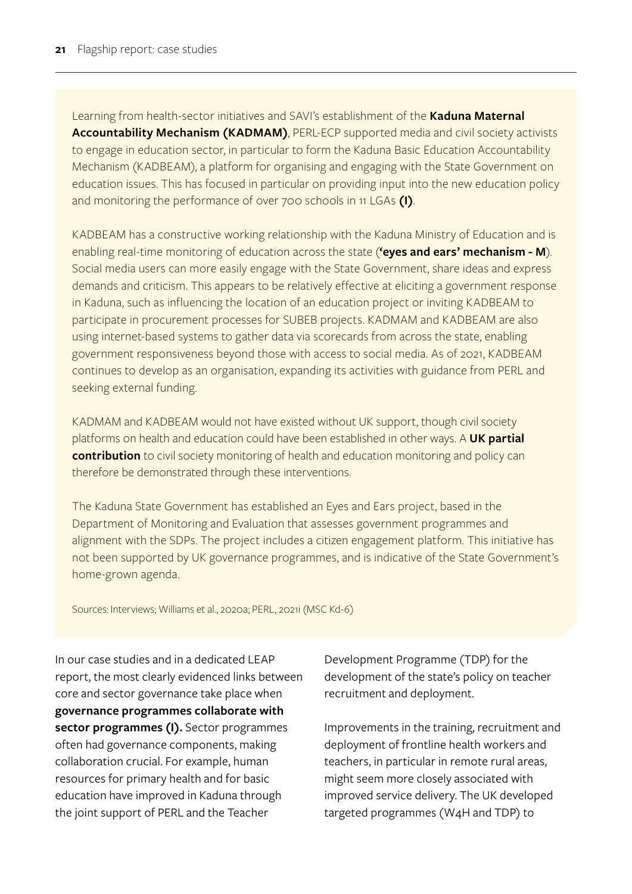Learning from health-sector initiatives and SAVI's establishment of the **Kaduna Maternal Accountability Mechanism (KADMAM)**, PERL-ECP supported media and civil society activists to engage in education sector, in particular to form the Kaduna Basic Education Accountability Mechanism (KADBEAM), a platform for organising and engaging with the State Government on education issues. This has focused in particular on providing input into the new education policy and monitoring the performance of over 700 schools in 11 LGAs **(I)**.

KADBEAM has a constructive working relationship with the Kaduna Ministry of Education and is enabling real-time monitoring of education across the state (**'eyes and ears' mechanism - M**). Social media users can more easily engage with the State Government, share ideas and express demands and criticism. This appears to be relatively effective at eliciting a government response in Kaduna, such as influencing the location of an education project or inviting KADBEAM to participate in procurement processes for SUBEB projects. KADMAM and KADBEAM are also using internet-based systems to gather data via scorecards from across the state, enabling government responsiveness beyond those with access to social media. As of 2021, KADBEAM continues to develop as an organisation, expanding its activities with guidance from PERL and seeking external funding.

KADMAM and KADBEAM would not have existed without UK support, though civil society platforms on health and education could have been established in other ways. A **UK partial contribution** to civil society monitoring of health and education monitoring and policy can therefore be demonstrated through these interventions.

The Kaduna State Government has established an Eyes and Ears project, based in the Department of Monitoring and Evaluation that assesses government programmes and alignment with the SDPs. The project includes a citizen engagement platform. This initiative has not been supported by UK governance programmes, and is indicative of the State Government's home-grown agenda.

Sources: Interviews; Williams et al., 2020a; PERL, 2021i (MSC Kd-6)

In our case studies and in a dedicated LEAP report, the most clearly evidenced links between core and sector governance take place when **governance programmes collaborate with sector programmes (I).** Sector programmes often had governance components, making collaboration crucial. For example, human resources for primary health and for basic education have improved in Kaduna through the joint support of PERL and the Teacher Development Programme (TDP) for the development of the state's policy on teacher recruitment and deployment.

Improvements in the training, recruitment and deployment of frontline health workers and teachers, in particular in remote rural areas, might seem more closely associated with improved service delivery. The UK developed targeted programmes (W4H and TDP) to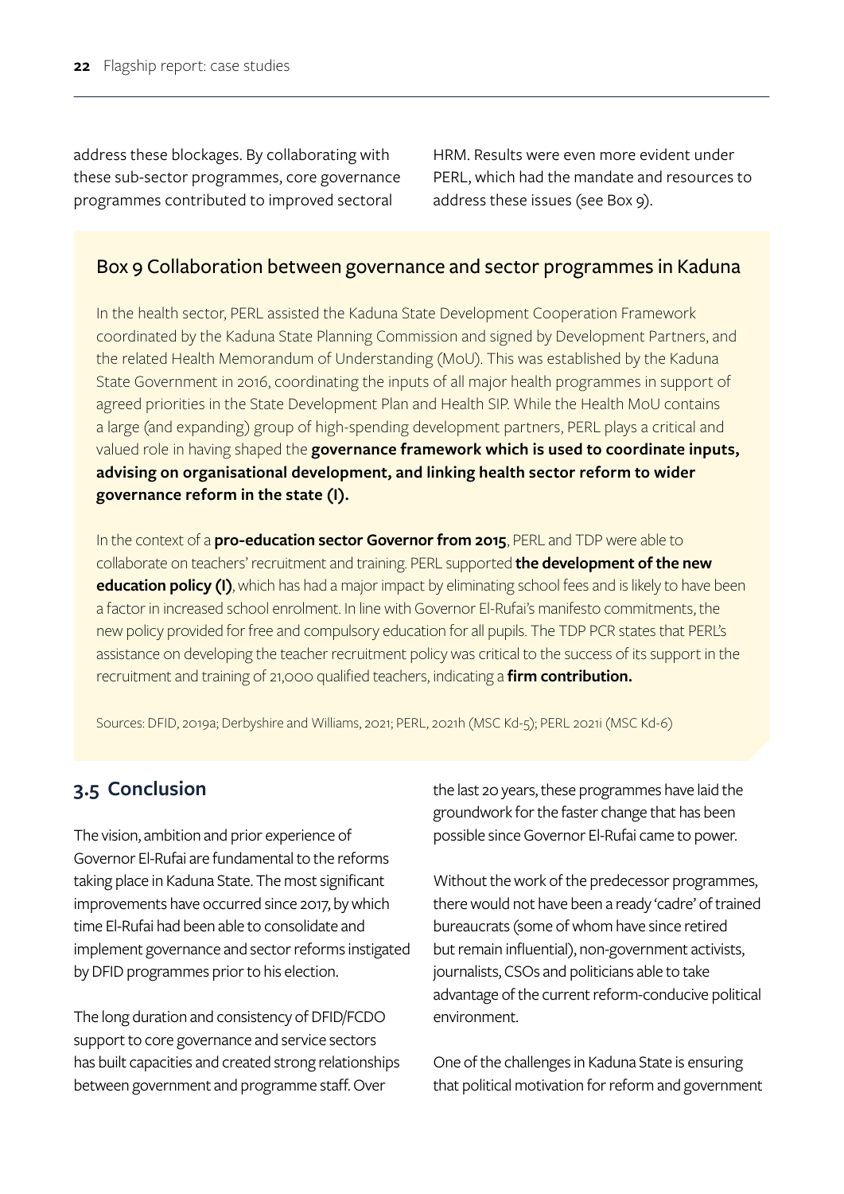address these blockages. By collaborating with these sub-sector programmes, core governance programmes contributed to improved sectoral HRM. Results were even more evident under PERL, which had the mandate and resources to address these issues (see Box 9).

### Box 9 Collaboration between governance and sector programmes in Kaduna

In the health sector, PERL assisted the Kaduna State Development Cooperation Framework coordinated by the Kaduna State Planning Commission and signed by Development Partners, and the related Health Memorandum of Understanding (MoU). This was established by the Kaduna State Government in 2016, coordinating the inputs of all major health programmes in support of agreed priorities in the State Development Plan and Health SIP. While the Health MoU contains a large (and expanding) group of high-spending development partners, PERL plays a critical and valued role in having shaped the **governance framework which is used to coordinate inputs, advising on organisational development, and linking health sector reform to wider governance reform in the state (I).**

In the context of a **pro-education sector Governor from 2015**, PERL and TDP were able to collaborate on teachers' recruitment and training. PERL supported **the development of the new education policy (I)**, which has had a major impact by eliminating school fees and is likely to have been a factor in increased school enrolment. In line with Governor El-Rufai's manifesto commitments, the new policy provided for free and compulsory education for all pupils. The TDP PCR states that PERL's assistance on developing the teacher recruitment policy was critical to the success of its support in the recruitment and training of 21,000 qualified teachers, indicating a **firm contribution.**

Sources: DFID, 2019a; Derbyshire and Williams, 2021; PERL, 2021h (MSC Kd-5); PERL 2021i (MSC Kd-6)

## 3.5 Conclusion

The vision, ambition and prior experience of Governor El-Rufai are fundamental to the reforms taking place in Kaduna State. The most significant improvements have occurred since 2017, by which time El-Rufai had been able to consolidate and implement governance and sector reforms instigated by DFID programmes prior to his election.

The long duration and consistency of DFID/FCDO support to core governance and service sectors has built capacities and created strong relationships between government and programme staff. Over the last 20 years, these programmes have laid the groundwork for the faster change that has been possible since Governor El-Rufai came to power.

Without the work of the predecessor programmes, there would not have been a ready 'cadre' of trained bureaucrats (some of whom have since retired but remain influential), non-government activists, journalists, CSOs and politicians able to take advantage of the current reform-conducive political environment.

One of the challenges in Kaduna State is ensuring that political motivation for reform and government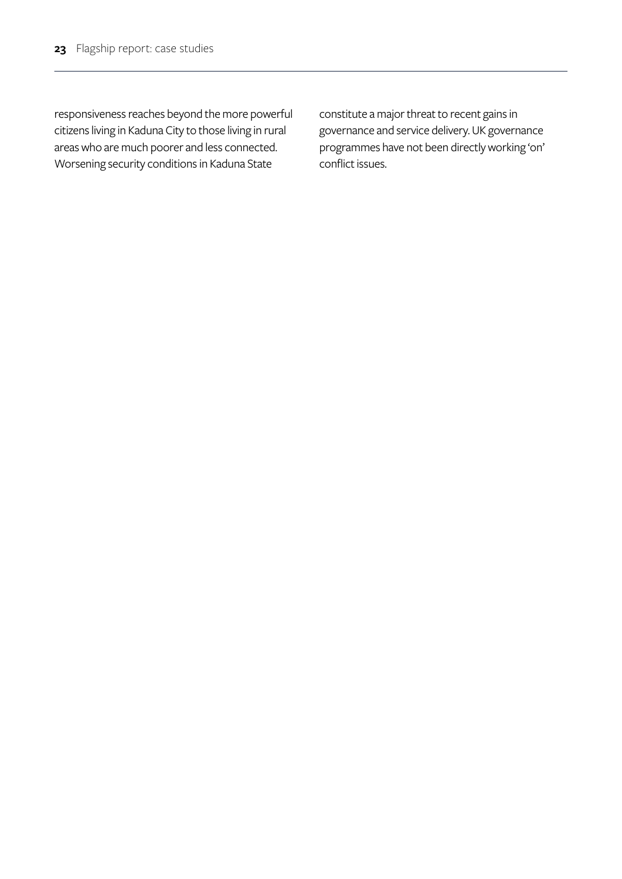responsiveness reaches beyond the more powerful citizens living in Kaduna City to those living in rural areas who are much poorer and less connected. Worsening security conditions in Kaduna State constitute a major threat to recent gains in governance and service delivery. UK governance programmes have not been directly working 'on' conflict issues.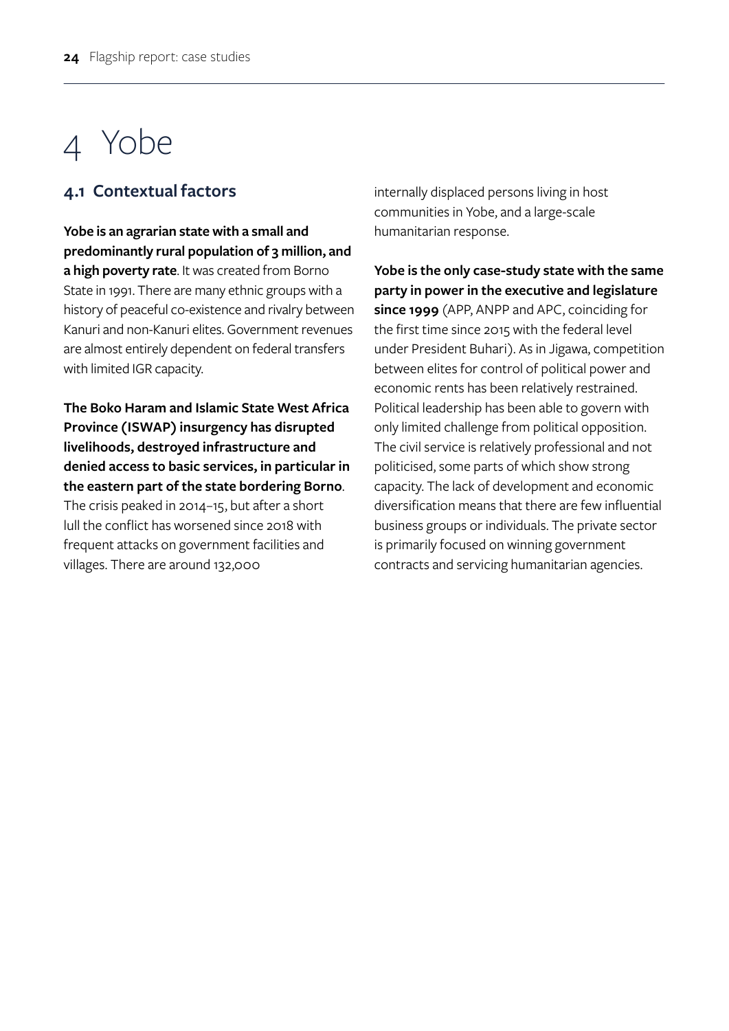# 4 Yobe

## 4.1 Contextual factors

**Yobe is an agrarian state with a small and predominantly rural population of 3 million, and a high poverty rate**. It was created from Borno State in 1991. There are many ethnic groups with a history of peaceful co-existence and rivalry between Kanuri and non-Kanuri elites. Government revenues are almost entirely dependent on federal transfers with limited IGR capacity.

**The Boko Haram and Islamic State West Africa Province (ISWAP) insurgency has disrupted livelihoods, destroyed infrastructure and denied access to basic services, in particular in the eastern part of the state bordering Borno**. The crisis peaked in 2014–15, but after a short lull the conflict has worsened since 2018 with frequent attacks on government facilities and villages. There are around 132,000 internally displaced persons living in host communities in Yobe, and a large-scale humanitarian response.

**Yobe is the only case-study state with the same party in power in the executive and legislature since 1999** (APP, ANPP and APC, coinciding for the first time since 2015 with the federal level under President Buhari). As in Jigawa, competition between elites for control of political power and economic rents has been relatively restrained. Political leadership has been able to govern with only limited challenge from political opposition. The civil service is relatively professional and not politicised, some parts of which show strong capacity. The lack of development and economic diversification means that there are few influential business groups or individuals. The private sector is primarily focused on winning government contracts and servicing humanitarian agencies.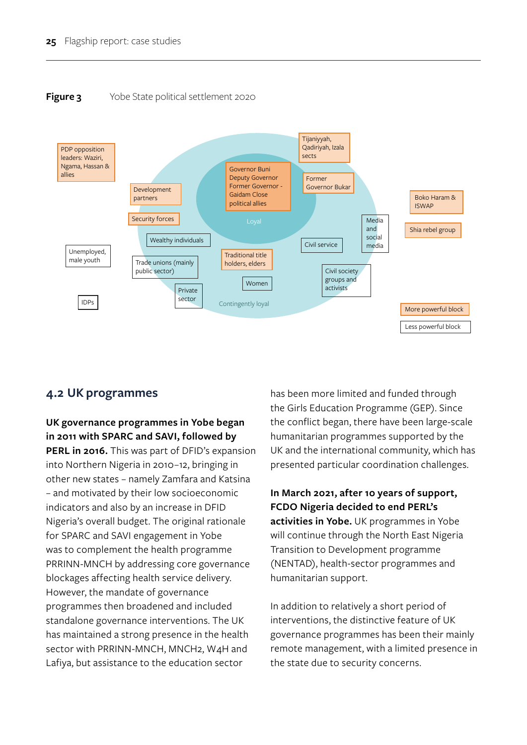**Figure 3** Yobe State political settlement 2020

PDP opposition leaders: Waziri, Ngama, Hassan & allies

Development partners

Security forces

Wealthy individuals

Unemployed, male youth

Trade unions (mainly public sector)

IDPs

Private sector

Governor Buni
Deputy Governor
Former Governor - Gaidam Close political allies

Loyal

Tijaniyyah, Qadiriyah, Izala sects

Former Governor Bukar

Traditional title holders, elders

Women

Civil service

Media and social media

Civil society groups and activists

Contingently loyal

Boko Haram & ISWAP

Shia rebel group

More powerful block

Less powerful block

## 4.2 UK programmes

**UK governance programmes in Yobe began in 2011 with SPARC and SAVI, followed by PERL in 2016.** This was part of DFID's expansion into Northern Nigeria in 2010–12, bringing in other new states – namely Zamfara and Katsina – and motivated by their low socioeconomic indicators and also by an increase in DFID Nigeria's overall budget. The original rationale for SPARC and SAVI engagement in Yobe was to complement the health programme PRRINN-MNCH by addressing core governance blockages affecting health service delivery. However, the mandate of governance programmes then broadened and included standalone governance interventions. The UK has maintained a strong presence in the health sector with PRRINN-MNCH, MNCH2, W4H and Lafiya, but assistance to the education sector has been more limited and funded through the Girls Education Programme (GEP). Since the conflict began, there have been large-scale humanitarian programmes supported by the UK and the international community, which has presented particular coordination challenges.

**In March 2021, after 10 years of support, FCDO Nigeria decided to end PERL's activities in Yobe.** UK programmes in Yobe will continue through the North East Nigeria Transition to Development programme (NENTAD), health-sector programmes and humanitarian support.

In addition to relatively a short period of interventions, the distinctive feature of UK governance programmes has been their mainly remote management, with a limited presence in the state due to security concerns.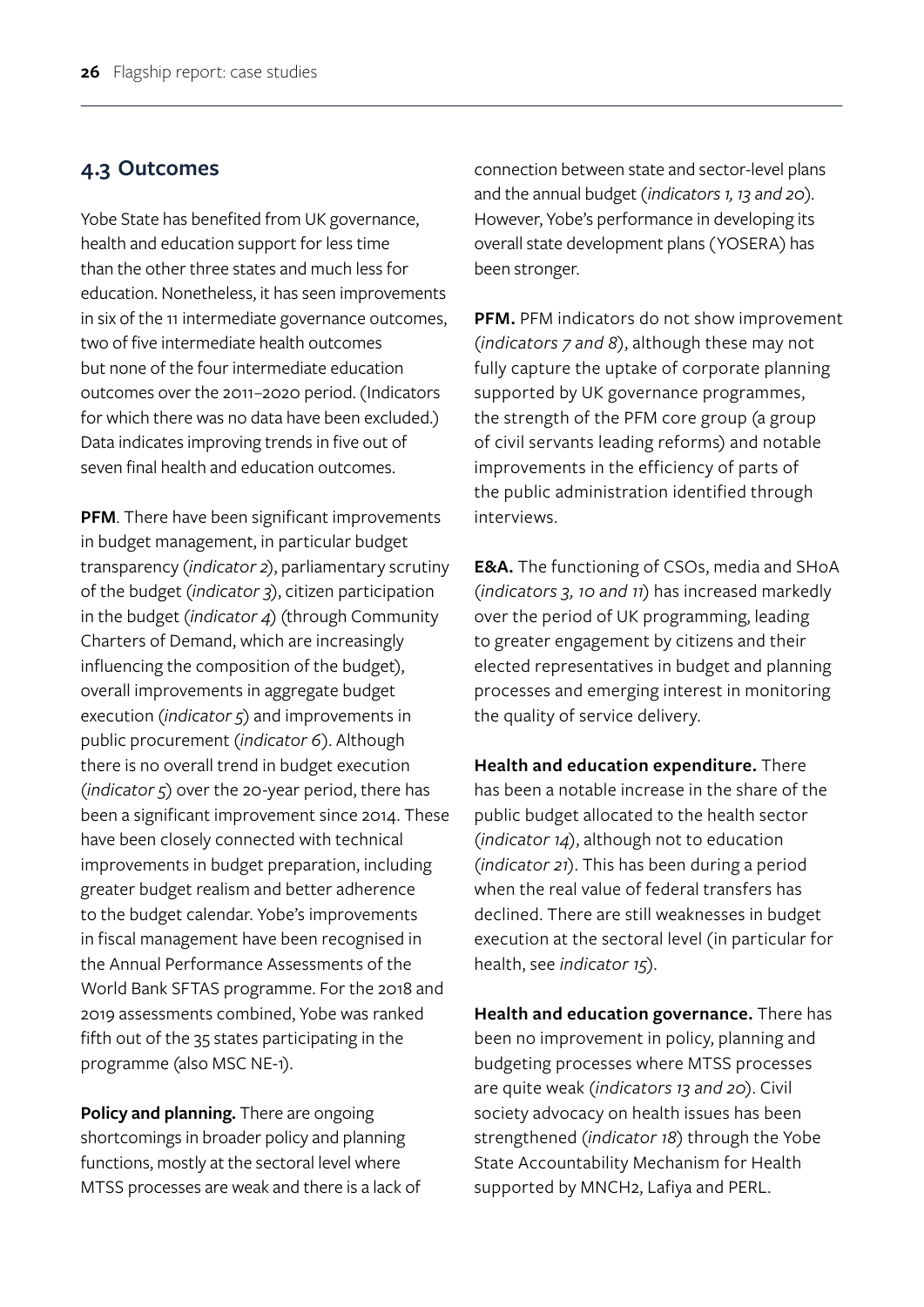## 4.3 Outcomes

Yobe State has benefited from UK governance, health and education support for less time than the other three states and much less for education. Nonetheless, it has seen improvements in six of the 11 intermediate governance outcomes, two of five intermediate health outcomes but none of the four intermediate education outcomes over the 2011–2020 period. (Indicators for which there was no data have been excluded.) Data indicates improving trends in five out of seven final health and education outcomes.

**PFM**. There have been significant improvements in budget management, in particular budget transparency (*indicator 2*), parliamentary scrutiny of the budget (*indicator 3*), citizen participation in the budget (*indicator 4*) (through Community Charters of Demand, which are increasingly influencing the composition of the budget), overall improvements in aggregate budget execution (*indicator 5*) and improvements in public procurement (*indicator 6*). Although there is no overall trend in budget execution (*indicator 5*) over the 20-year period, there has been a significant improvement since 2014. These have been closely connected with technical improvements in budget preparation, including greater budget realism and better adherence to the budget calendar. Yobe's improvements in fiscal management have been recognised in the Annual Performance Assessments of the World Bank SFTAS programme. For the 2018 and 2019 assessments combined, Yobe was ranked fifth out of the 35 states participating in the programme (also MSC NE-1).

**Policy and planning.** There are ongoing shortcomings in broader policy and planning functions, mostly at the sectoral level where MTSS processes are weak and there is a lack of connection between state and sector-level plans and the annual budget (*indicators 1, 13 and 20*). However, Yobe's performance in developing its overall state development plans (YOSERA) has been stronger.

**PFM.** PFM indicators do not show improvement (*indicators 7 and 8*), although these may not fully capture the uptake of corporate planning supported by UK governance programmes, the strength of the PFM core group (a group of civil servants leading reforms) and notable improvements in the efficiency of parts of the public administration identified through interviews.

**E&A.** The functioning of CSOs, media and SHoA (*indicators 3, 10 and 11*) has increased markedly over the period of UK programming, leading to greater engagement by citizens and their elected representatives in budget and planning processes and emerging interest in monitoring the quality of service delivery.

**Health and education expenditure.** There has been a notable increase in the share of the public budget allocated to the health sector (*indicator 14*), although not to education (*indicator 21*). This has been during a period when the real value of federal transfers has declined. There are still weaknesses in budget execution at the sectoral level (in particular for health, see *indicator 15*).

**Health and education governance.** There has been no improvement in policy, planning and budgeting processes where MTSS processes are quite weak (*indicators 13 and 20*). Civil society advocacy on health issues has been strengthened (*indicator 18*) through the Yobe State Accountability Mechanism for Health supported by MNCH2, Lafiya and PERL.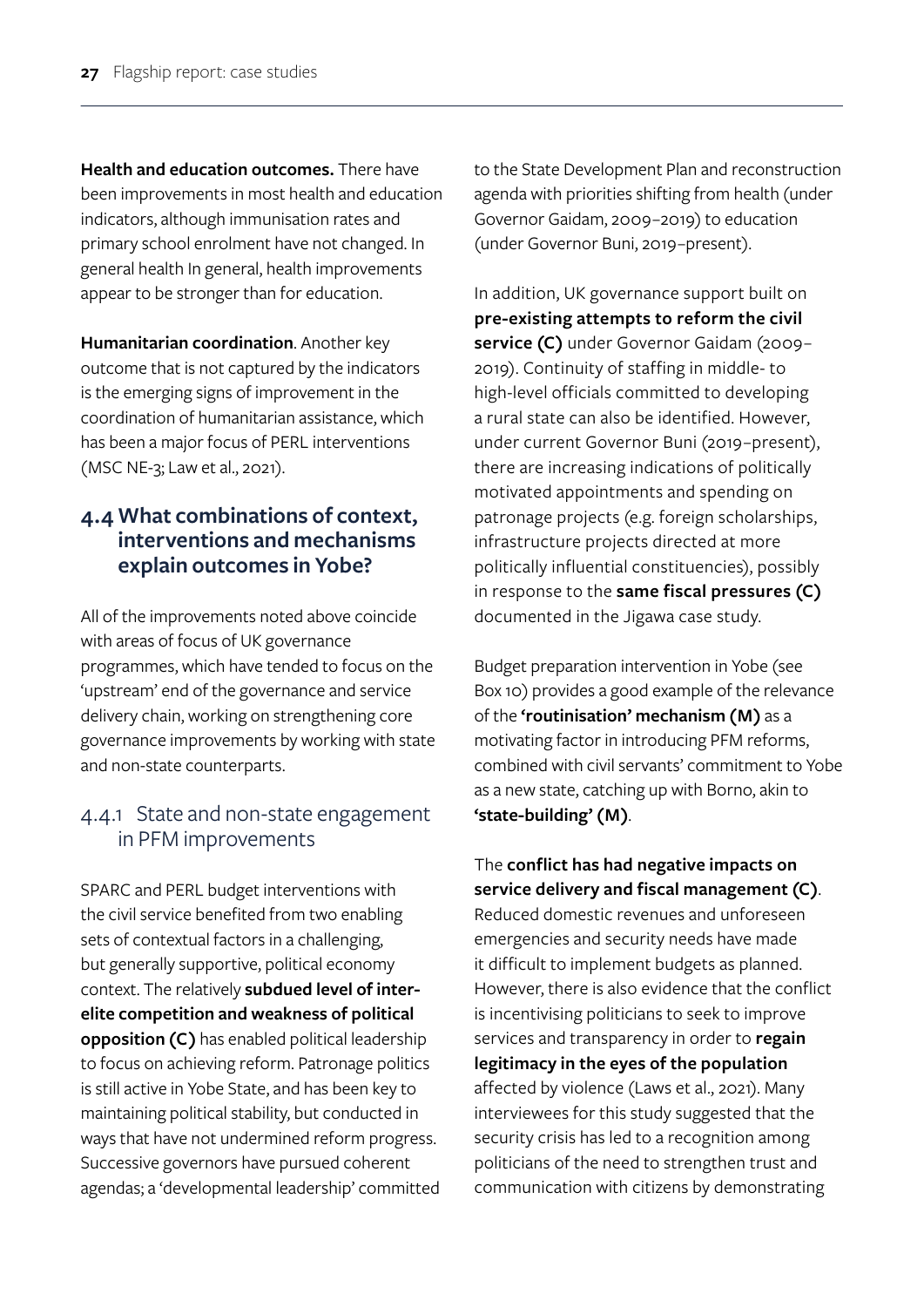**Health and education outcomes.** There have been improvements in most health and education indicators, although immunisation rates and primary school enrolment have not changed. In general health In general, health improvements appear to be stronger than for education.

**Humanitarian coordination**. Another key outcome that is not captured by the indicators is the emerging signs of improvement in the coordination of humanitarian assistance, which has been a major focus of PERL interventions (MSC NE-3; Law et al., 2021).

## 4.4 What combinations of context, interventions and mechanisms explain outcomes in Yobe?

All of the improvements noted above coincide with areas of focus of UK governance programmes, which have tended to focus on the 'upstream' end of the governance and service delivery chain, working on strengthening core governance improvements by working with state and non-state counterparts.

### 4.4.1 State and non-state engagement in PFM improvements

SPARC and PERL budget interventions with the civil service benefited from two enabling sets of contextual factors in a challenging, but generally supportive, political economy context. The relatively **subdued level of inter-elite competition and weakness of political opposition (C)** has enabled political leadership to focus on achieving reform. Patronage politics is still active in Yobe State, and has been key to maintaining political stability, but conducted in ways that have not undermined reform progress. Successive governors have pursued coherent agendas; a 'developmental leadership' committed to the State Development Plan and reconstruction agenda with priorities shifting from health (under Governor Gaidam, 2009–2019) to education (under Governor Buni, 2019–present).

In addition, UK governance support built on **pre-existing attempts to reform the civil service (C)** under Governor Gaidam (2009–2019). Continuity of staffing in middle- to high-level officials committed to developing a rural state can also be identified. However, under current Governor Buni (2019–present), there are increasing indications of politically motivated appointments and spending on patronage projects (e.g. foreign scholarships, infrastructure projects directed at more politically influential constituencies), possibly in response to the **same fiscal pressures (C)** documented in the Jigawa case study.

Budget preparation intervention in Yobe (see Box 10) provides a good example of the relevance of the **'routinisation' mechanism (M)** as a motivating factor in introducing PFM reforms, combined with civil servants' commitment to Yobe as a new state, catching up with Borno, akin to **'state-building' (M)**.

The **conflict has had negative impacts on service delivery and fiscal management (C)**. Reduced domestic revenues and unforeseen emergencies and security needs have made it difficult to implement budgets as planned. However, there is also evidence that the conflict is incentivising politicians to seek to improve services and transparency in order to **regain legitimacy in the eyes of the population** affected by violence (Laws et al., 2021). Many interviewees for this study suggested that the security crisis has led to a recognition among politicians of the need to strengthen trust and communication with citizens by demonstrating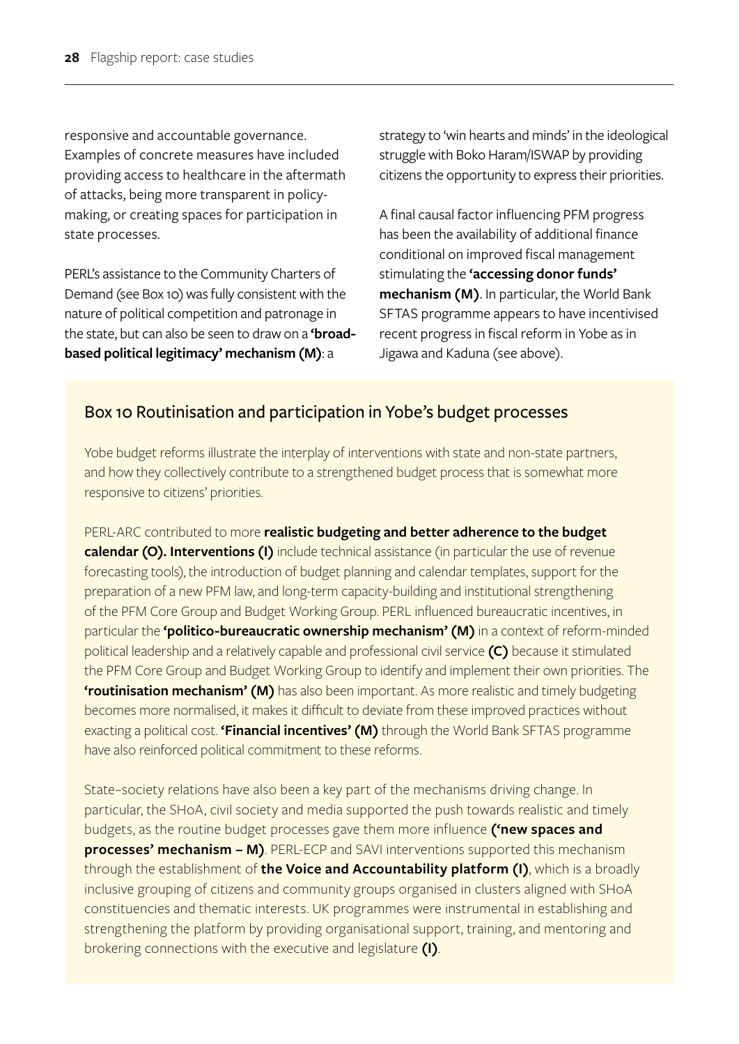responsive and accountable governance. Examples of concrete measures have included providing access to healthcare in the aftermath of attacks, being more transparent in policy-making, or creating spaces for participation in state processes.

PERL's assistance to the Community Charters of Demand (see Box 10) was fully consistent with the nature of political competition and patronage in the state, but can also be seen to draw on a **'broad-based political legitimacy' mechanism (M)**: a strategy to 'win hearts and minds' in the ideological struggle with Boko Haram/ISWAP by providing citizens the opportunity to express their priorities.

A final causal factor influencing PFM progress has been the availability of additional finance conditional on improved fiscal management stimulating the **'accessing donor funds' mechanism (M)**. In particular, the World Bank SFTAS programme appears to have incentivised recent progress in fiscal reform in Yobe as in Jigawa and Kaduna (see above).

## Box 10 Routinisation and participation in Yobe's budget processes

Yobe budget reforms illustrate the interplay of interventions with state and non-state partners, and how they collectively contribute to a strengthened budget process that is somewhat more responsive to citizens' priorities.

PERL-ARC contributed to more **realistic budgeting and better adherence to the budget calendar (O). Interventions (I)** include technical assistance (in particular the use of revenue forecasting tools), the introduction of budget planning and calendar templates, support for the preparation of a new PFM law, and long-term capacity-building and institutional strengthening of the PFM Core Group and Budget Working Group. PERL influenced bureaucratic incentives, in particular the **'politico-bureaucratic ownership mechanism' (M)** in a context of reform-minded political leadership and a relatively capable and professional civil service **(C)** because it stimulated the PFM Core Group and Budget Working Group to identify and implement their own priorities. The **'routinisation mechanism' (M)** has also been important. As more realistic and timely budgeting becomes more normalised, it makes it difficult to deviate from these improved practices without exacting a political cost. **'Financial incentives' (M)** through the World Bank SFTAS programme have also reinforced political commitment to these reforms.

State–society relations have also been a key part of the mechanisms driving change. In particular, the SHoA, civil society and media supported the push towards realistic and timely budgets, as the routine budget processes gave them more influence **('new spaces and processes' mechanism – M)**. PERL-ECP and SAVI interventions supported this mechanism through the establishment of **the Voice and Accountability platform (I)**, which is a broadly inclusive grouping of citizens and community groups organised in clusters aligned with SHoA constituencies and thematic interests. UK programmes were instrumental in establishing and strengthening the platform by providing organisational support, training, and mentoring and brokering connections with the executive and legislature **(I)**.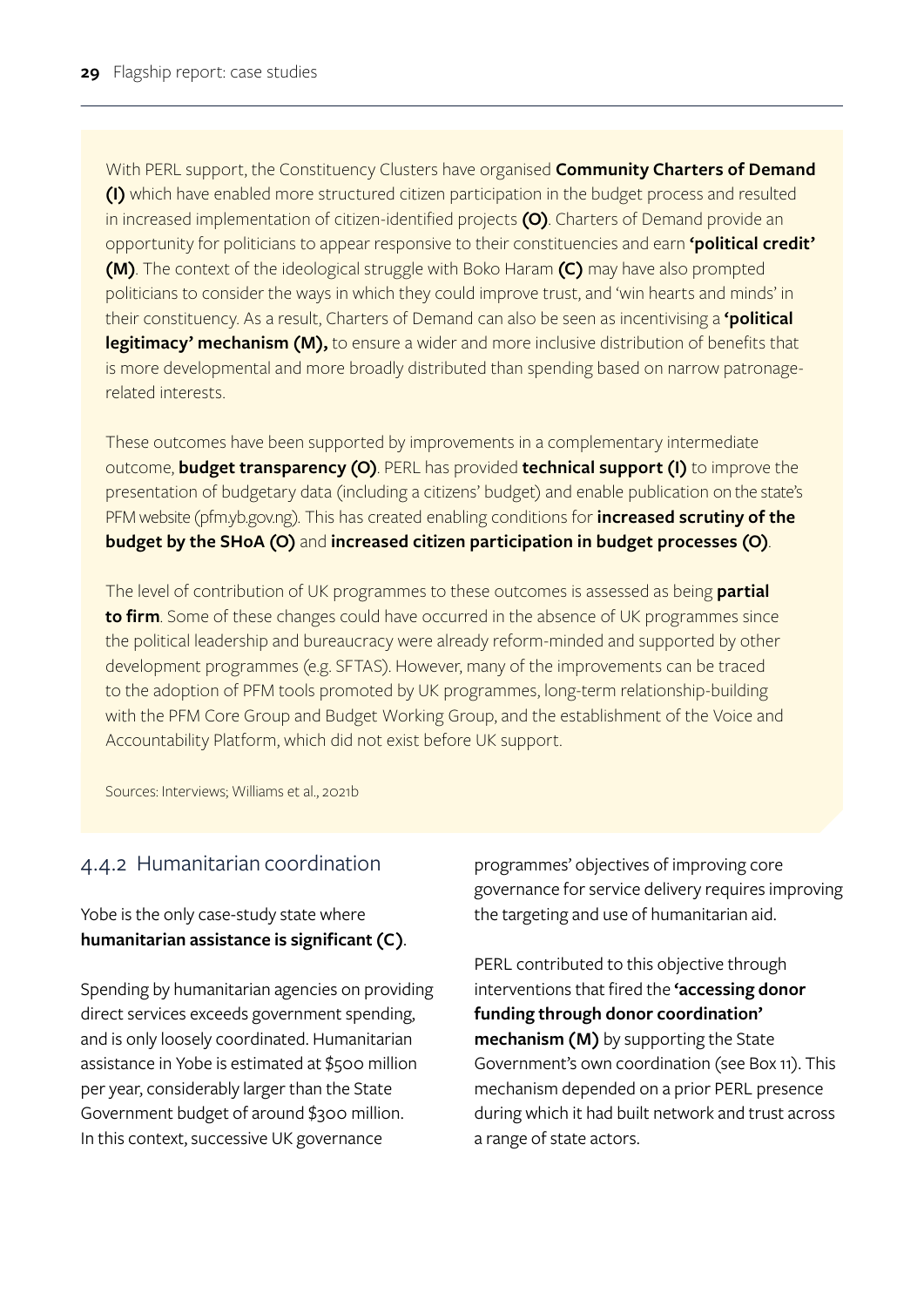With PERL support, the Constituency Clusters have organised **Community Charters of Demand (I)** which have enabled more structured citizen participation in the budget process and resulted in increased implementation of citizen-identified projects **(O)**. Charters of Demand provide an opportunity for politicians to appear responsive to their constituencies and earn **'political credit' (M)**. The context of the ideological struggle with Boko Haram **(C)** may have also prompted politicians to consider the ways in which they could improve trust, and 'win hearts and minds' in their constituency. As a result, Charters of Demand can also be seen as incentivising a **'political legitimacy' mechanism (M),** to ensure a wider and more inclusive distribution of benefits that is more developmental and more broadly distributed than spending based on narrow patronage-related interests.

These outcomes have been supported by improvements in a complementary intermediate outcome, **budget transparency (O)**. PERL has provided **technical support (I)** to improve the presentation of budgetary data (including a citizens' budget) and enable publication on the state's PFM website (pfm.yb.gov.ng). This has created enabling conditions for **increased scrutiny of the budget by the SHoA (O)** and **increased citizen participation in budget processes (O)**.

The level of contribution of UK programmes to these outcomes is assessed as being **partial to firm**. Some of these changes could have occurred in the absence of UK programmes since the political leadership and bureaucracy were already reform-minded and supported by other development programmes (e.g. SFTAS). However, many of the improvements can be traced to the adoption of PFM tools promoted by UK programmes, long-term relationship-building with the PFM Core Group and Budget Working Group, and the establishment of the Voice and Accountability Platform, which did not exist before UK support.

Sources: Interviews; Williams et al., 2021b

### 4.4.2 Humanitarian coordination

Yobe is the only case-study state where **humanitarian assistance is significant (C)**.

Spending by humanitarian agencies on providing direct services exceeds government spending, and is only loosely coordinated. Humanitarian assistance in Yobe is estimated at $500 million per year, considerably larger than the State Government budget of around $300 million. In this context, successive UK governance programmes' objectives of improving core governance for service delivery requires improving the targeting and use of humanitarian aid.

PERL contributed to this objective through interventions that fired the **'accessing donor funding through donor coordination' mechanism (M)** by supporting the State Government's own coordination (see Box 11). This mechanism depended on a prior PERL presence during which it had built network and trust across a range of state actors.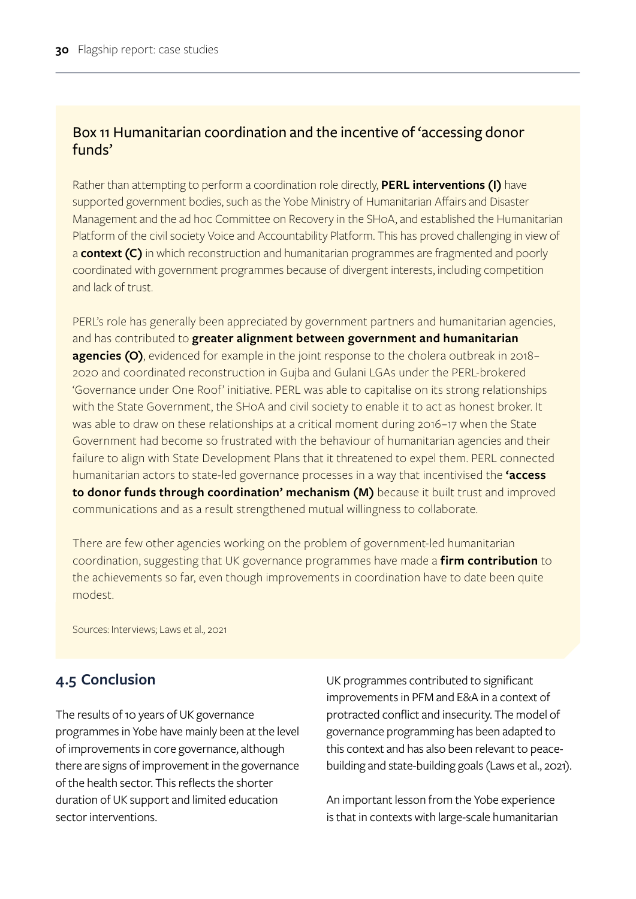### Box 11 Humanitarian coordination and the incentive of 'accessing donor funds'

Rather than attempting to perform a coordination role directly, **PERL interventions (I)** have supported government bodies, such as the Yobe Ministry of Humanitarian Affairs and Disaster Management and the ad hoc Committee on Recovery in the SHoA, and established the Humanitarian Platform of the civil society Voice and Accountability Platform. This has proved challenging in view of a **context (C)** in which reconstruction and humanitarian programmes are fragmented and poorly coordinated with government programmes because of divergent interests, including competition and lack of trust.

PERL's role has generally been appreciated by government partners and humanitarian agencies, and has contributed to **greater alignment between government and humanitarian agencies (O)**, evidenced for example in the joint response to the cholera outbreak in 2018–2020 and coordinated reconstruction in Gujba and Gulani LGAs under the PERL-brokered 'Governance under One Roof' initiative. PERL was able to capitalise on its strong relationships with the State Government, the SHoA and civil society to enable it to act as honest broker. It was able to draw on these relationships at a critical moment during 2016–17 when the State Government had become so frustrated with the behaviour of humanitarian agencies and their failure to align with State Development Plans that it threatened to expel them. PERL connected humanitarian actors to state-led governance processes in a way that incentivised the **'access to donor funds through coordination' mechanism (M)** because it built trust and improved communications and as a result strengthened mutual willingness to collaborate.

There are few other agencies working on the problem of government-led humanitarian coordination, suggesting that UK governance programmes have made a **firm contribution** to the achievements so far, even though improvements in coordination have to date been quite modest.

Sources: Interviews; Laws et al., 2021

## 4.5 Conclusion

The results of 10 years of UK governance programmes in Yobe have mainly been at the level of improvements in core governance, although there are signs of improvement in the governance of the health sector. This reflects the shorter duration of UK support and limited education sector interventions.

UK programmes contributed to significant improvements in PFM and E&A in a context of protracted conflict and insecurity. The model of governance programming has been adapted to this context and has also been relevant to peace-building and state-building goals (Laws et al., 2021).

An important lesson from the Yobe experience is that in contexts with large-scale humanitarian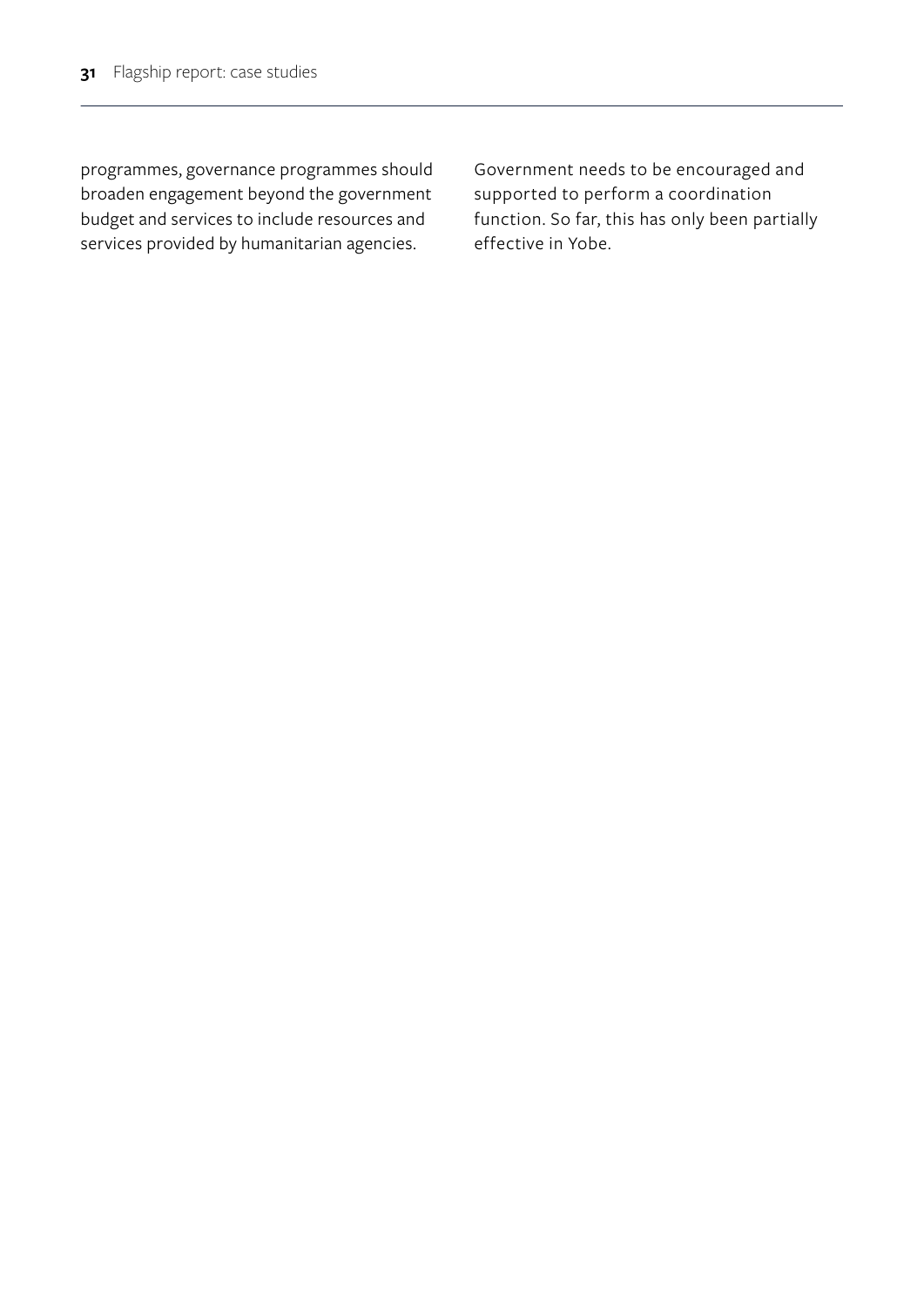programmes, governance programmes should broaden engagement beyond the government budget and services to include resources and services provided by humanitarian agencies.

Government needs to be encouraged and supported to perform a coordination function. So far, this has only been partially effective in Yobe.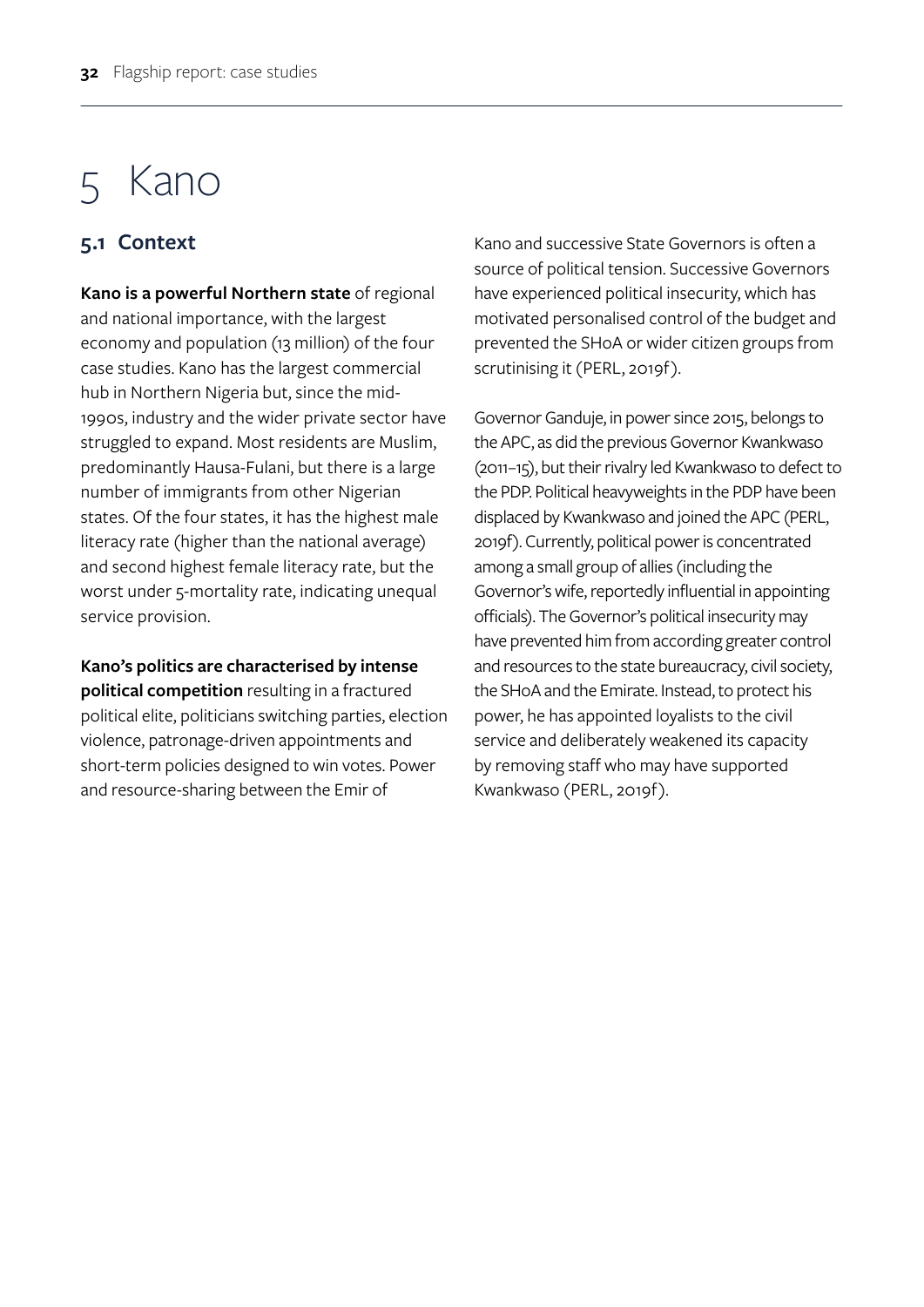# 5 Kano

## 5.1 Context

**Kano is a powerful Northern state** of regional and national importance, with the largest economy and population (13 million) of the four case studies. Kano has the largest commercial hub in Northern Nigeria but, since the mid-1990s, industry and the wider private sector have struggled to expand. Most residents are Muslim, predominantly Hausa-Fulani, but there is a large number of immigrants from other Nigerian states. Of the four states, it has the highest male literacy rate (higher than the national average) and second highest female literacy rate, but the worst under 5-mortality rate, indicating unequal service provision.

**Kano's politics are characterised by intense political competition** resulting in a fractured political elite, politicians switching parties, election violence, patronage-driven appointments and short-term policies designed to win votes. Power and resource-sharing between the Emir of Kano and successive State Governors is often a source of political tension. Successive Governors have experienced political insecurity, which has motivated personalised control of the budget and prevented the SHoA or wider citizen groups from scrutinising it (PERL, 2019f).

Governor Ganduje, in power since 2015, belongs to the APC, as did the previous Governor Kwankwaso (2011–15), but their rivalry led Kwankwaso to defect to the PDP. Political heavyweights in the PDP have been displaced by Kwankwaso and joined the APC (PERL, 2019f). Currently, political power is concentrated among a small group of allies (including the Governor's wife, reportedly influential in appointing officials). The Governor's political insecurity may have prevented him from according greater control and resources to the state bureaucracy, civil society, the SHoA and the Emirate. Instead, to protect his power, he has appointed loyalists to the civil service and deliberately weakened its capacity by removing staff who may have supported Kwankwaso (PERL, 2019f).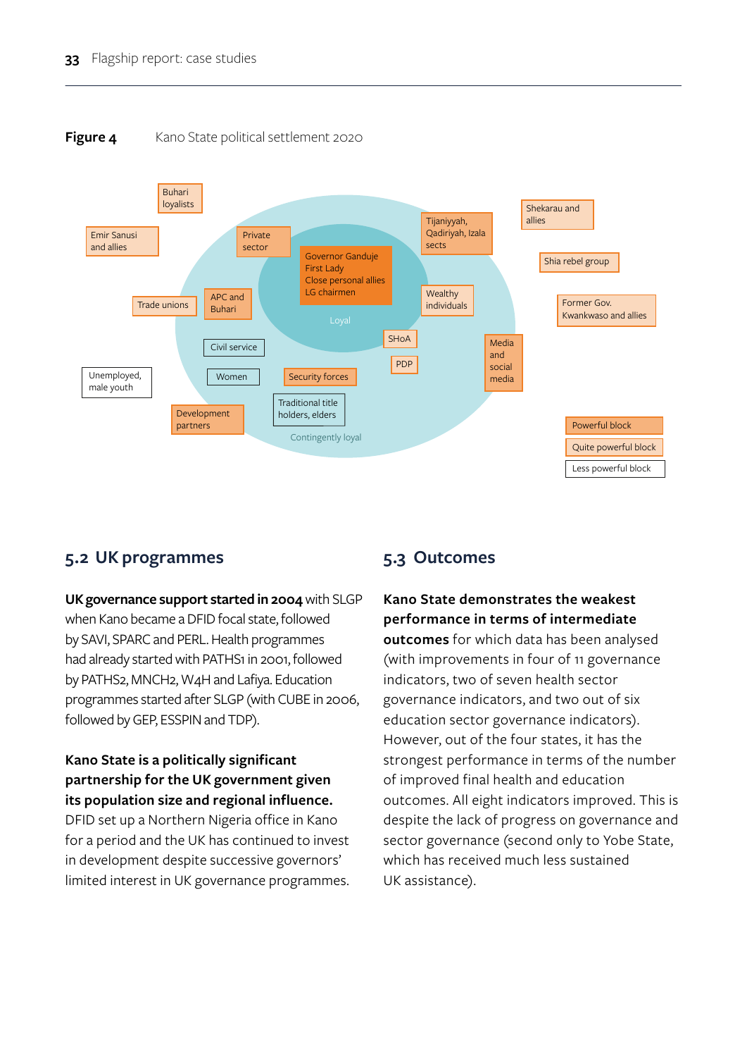**Figure 4** Kano State political settlement 2020

Buhari loyalists

Emir Sanusi and allies

Private sector

Governor Ganduje
First Lady
Close personal allies
LG chairmen

Loyal

Tijaniyyah, Qadiriyah, Izala sects

Shekarau and allies

Shia rebel group

Trade unions

APC and Buhari

Wealthy individuals

Former Gov. Kwankwaso and allies

Civil service

SHoA

PDP

Media and social media

Unemployed, male youth

Women

Security forces

Traditional title holders, elders

Development partners

Contingently loyal

Powerful block

Quite powerful block

Less powerful block

## 5.2 UK programmes

**UK governance support started in 2004** with SLGP when Kano became a DFID focal state, followed by SAVI, SPARC and PERL. Health programmes had already started with PATHS1 in 2001, followed by PATHS2, MNCH2, W4H and Lafiya. Education programmes started after SLGP (with CUBE in 2006, followed by GEP, ESSPIN and TDP).

**Kano State is a politically significant partnership for the UK government given its population size and regional influence.** DFID set up a Northern Nigeria office in Kano for a period and the UK has continued to invest in development despite successive governors' limited interest in UK governance programmes.

## 5.3 Outcomes

**Kano State demonstrates the weakest performance in terms of intermediate outcomes** for which data has been analysed (with improvements in four of 11 governance indicators, two of seven health sector governance indicators, and two out of six education sector governance indicators). However, out of the four states, it has the strongest performance in terms of the number of improved final health and education outcomes. All eight indicators improved. This is despite the lack of progress on governance and sector governance (second only to Yobe State, which has received much less sustained UK assistance).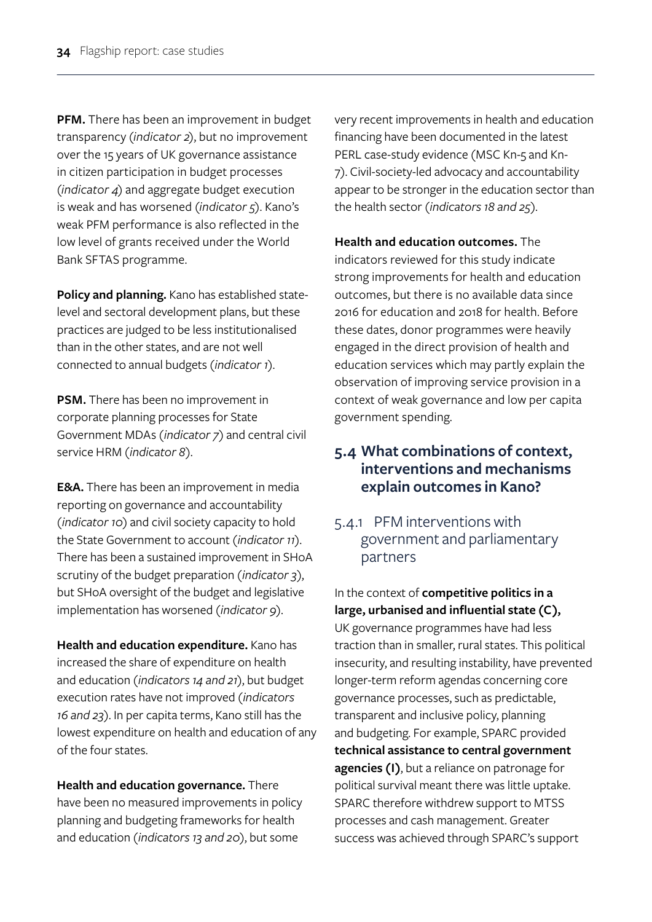**PFM.** There has been an improvement in budget transparency (*indicator 2*), but no improvement over the 15 years of UK governance assistance in citizen participation in budget processes (*indicator 4*) and aggregate budget execution is weak and has worsened (*indicator 5*). Kano's weak PFM performance is also reflected in the low level of grants received under the World Bank SFTAS programme.

**Policy and planning.** Kano has established state-level and sectoral development plans, but these practices are judged to be less institutionalised than in the other states, and are not well connected to annual budgets (*indicator 1*).

**PSM.** There has been no improvement in corporate planning processes for State Government MDAs (*indicator 7*) and central civil service HRM (*indicator 8*).

**E&A.** There has been an improvement in media reporting on governance and accountability (*indicator 10*) and civil society capacity to hold the State Government to account (*indicator 11*). There has been a sustained improvement in SHoA scrutiny of the budget preparation (*indicator 3*), but SHoA oversight of the budget and legislative implementation has worsened (*indicator 9*).

**Health and education expenditure.** Kano has increased the share of expenditure on health and education (*indicators 14 and 21*), but budget execution rates have not improved (*indicators 16 and 23*). In per capita terms, Kano still has the lowest expenditure on health and education of any of the four states.

**Health and education governance.** There have been no measured improvements in policy planning and budgeting frameworks for health and education (*indicators 13 and 20*), but some very recent improvements in health and education financing have been documented in the latest PERL case-study evidence (MSC Kn-5 and Kn-7). Civil-society-led advocacy and accountability appear to be stronger in the education sector than the health sector (*indicators 18 and 25*).

**Health and education outcomes.** The indicators reviewed for this study indicate strong improvements for health and education outcomes, but there is no available data since 2016 for education and 2018 for health. Before these dates, donor programmes were heavily engaged in the direct provision of health and education services which may partly explain the observation of improving service provision in a context of weak governance and low per capita government spending.

## 5.4 What combinations of context, interventions and mechanisms explain outcomes in Kano?

### 5.4.1 PFM interventions with government and parliamentary partners

In the context of **competitive politics in a large, urbanised and influential state (C),** UK governance programmes have had less traction than in smaller, rural states. This political insecurity, and resulting instability, have prevented longer-term reform agendas concerning core governance processes, such as predictable, transparent and inclusive policy, planning and budgeting. For example, SPARC provided **technical assistance to central government agencies (I)**, but a reliance on patronage for political survival meant there was little uptake. SPARC therefore withdrew support to MTSS processes and cash management. Greater success was achieved through SPARC's support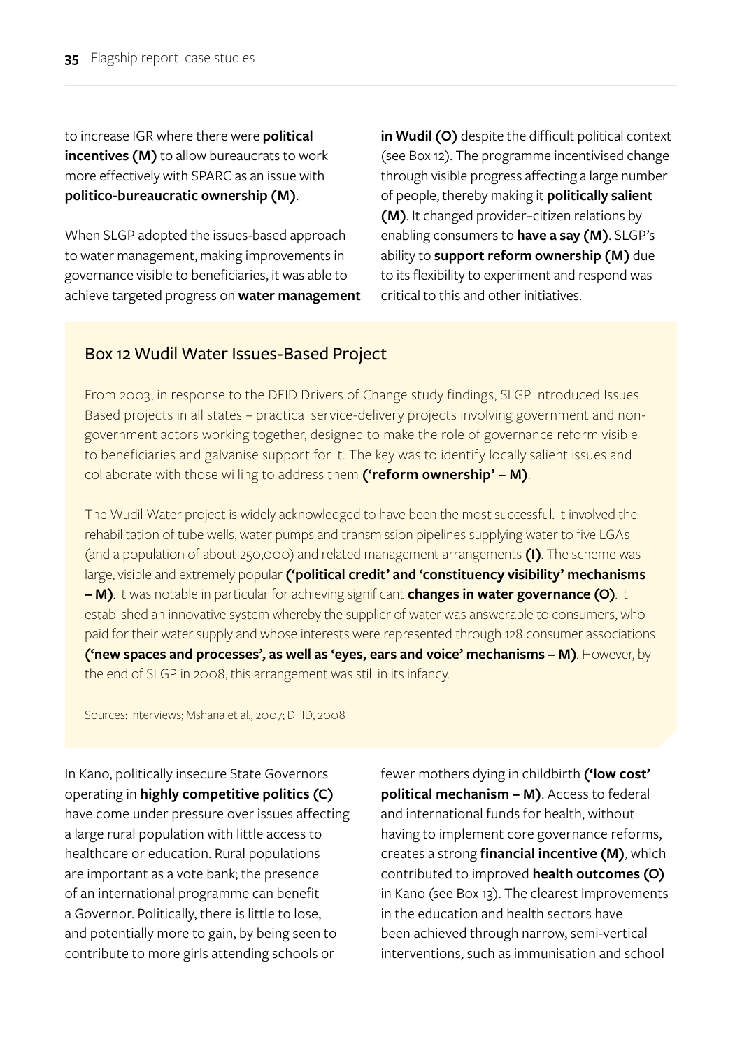to increase IGR where there were **political incentives (M)** to allow bureaucrats to work more effectively with SPARC as an issue with **politico-bureaucratic ownership (M)**.

When SLGP adopted the issues-based approach to water management, making improvements in governance visible to beneficiaries, it was able to achieve targeted progress on **water management in Wudil (O)** despite the difficult political context (see Box 12). The programme incentivised change through visible progress affecting a large number of people, thereby making it **politically salient (M)**. It changed provider–citizen relations by enabling consumers to **have a say (M)**. SLGP's ability to **support reform ownership (M)** due to its flexibility to experiment and respond was critical to this and other initiatives.

## Box 12 Wudil Water Issues-Based Project

From 2003, in response to the DFID Drivers of Change study findings, SLGP introduced Issues Based projects in all states – practical service-delivery projects involving government and non-government actors working together, designed to make the role of governance reform visible to beneficiaries and galvanise support for it. The key was to identify locally salient issues and collaborate with those willing to address them **('reform ownership' – M)**.

The Wudil Water project is widely acknowledged to have been the most successful. It involved the rehabilitation of tube wells, water pumps and transmission pipelines supplying water to five LGAs (and a population of about 250,000) and related management arrangements **(I)**. The scheme was large, visible and extremely popular **('political credit' and 'constituency visibility' mechanisms – M)**. It was notable in particular for achieving significant **changes in water governance (O)**. It established an innovative system whereby the supplier of water was answerable to consumers, who paid for their water supply and whose interests were represented through 128 consumer associations **('new spaces and processes', as well as 'eyes, ears and voice' mechanisms – M)**. However, by the end of SLGP in 2008, this arrangement was still in its infancy.

Sources: Interviews; Mshana et al., 2007; DFID, 2008

In Kano, politically insecure State Governors operating in **highly competitive politics (C)** have come under pressure over issues affecting a large rural population with little access to healthcare or education. Rural populations are important as a vote bank; the presence of an international programme can benefit a Governor. Politically, there is little to lose, and potentially more to gain, by being seen to contribute to more girls attending schools or fewer mothers dying in childbirth **('low cost' political mechanism – M)**. Access to federal and international funds for health, without having to implement core governance reforms, creates a strong **financial incentive (M)**, which contributed to improved **health outcomes (O)** in Kano (see Box 13). The clearest improvements in the education and health sectors have been achieved through narrow, semi-vertical interventions, such as immunisation and school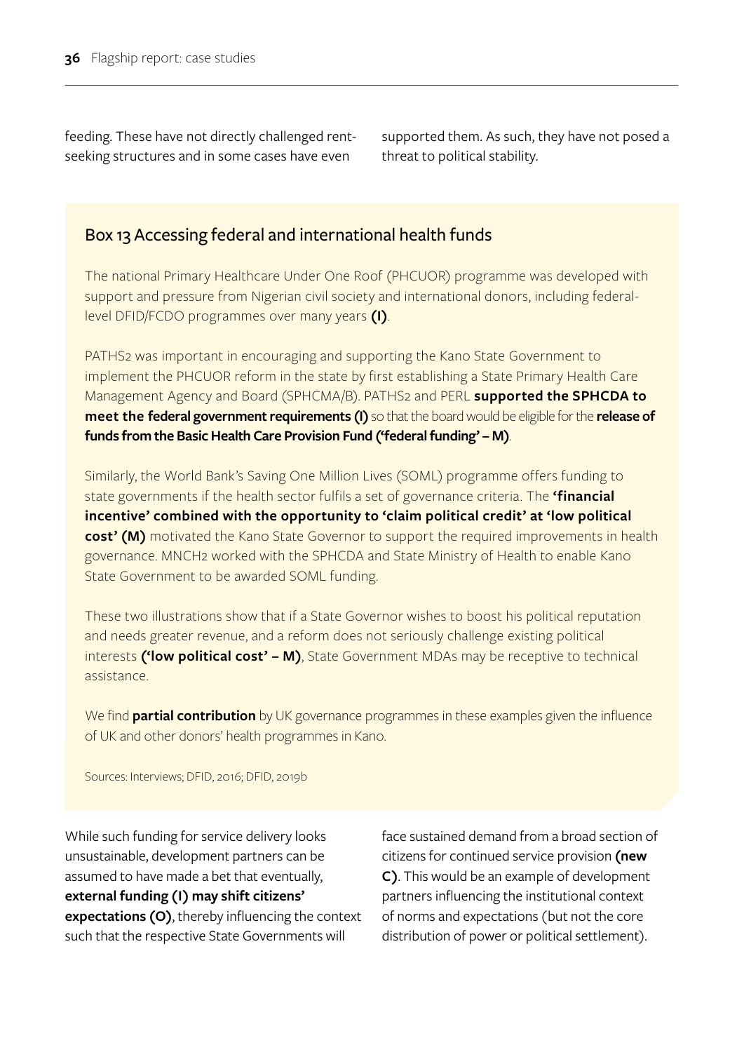feeding. These have not directly challenged rent-seeking structures and in some cases have even supported them. As such, they have not posed a threat to political stability.

### Box 13 Accessing federal and international health funds

The national Primary Healthcare Under One Roof (PHCUOR) programme was developed with support and pressure from Nigerian civil society and international donors, including federal-level DFID/FCDO programmes over many years **(I)**.

PATHS2 was important in encouraging and supporting the Kano State Government to implement the PHCUOR reform in the state by first establishing a State Primary Health Care Management Agency and Board (SPHCMA/B). PATHS2 and PERL **supported the SPHCDA to meet the federal government requirements (I)** so that the board would be eligible for the **release of funds from the Basic Health Care Provision Fund ('federal funding' – M)**.

Similarly, the World Bank's Saving One Million Lives (SOML) programme offers funding to state governments if the health sector fulfils a set of governance criteria. The **'financial incentive' combined with the opportunity to 'claim political credit' at 'low political cost' (M)** motivated the Kano State Governor to support the required improvements in health governance. MNCH2 worked with the SPHCDA and State Ministry of Health to enable Kano State Government to be awarded SOML funding.

These two illustrations show that if a State Governor wishes to boost his political reputation and needs greater revenue, and a reform does not seriously challenge existing political interests **('low political cost' – M)**, State Government MDAs may be receptive to technical assistance.

We find **partial contribution** by UK governance programmes in these examples given the influence of UK and other donors' health programmes in Kano.

Sources: Interviews; DFID, 2016; DFID, 2019b

While such funding for service delivery looks unsustainable, development partners can be assumed to have made a bet that eventually, **external funding (I) may shift citizens' expectations (O)**, thereby influencing the context such that the respective State Governments will face sustained demand from a broad section of citizens for continued service provision **(new C)**. This would be an example of development partners influencing the institutional context of norms and expectations (but not the core distribution of power or political settlement).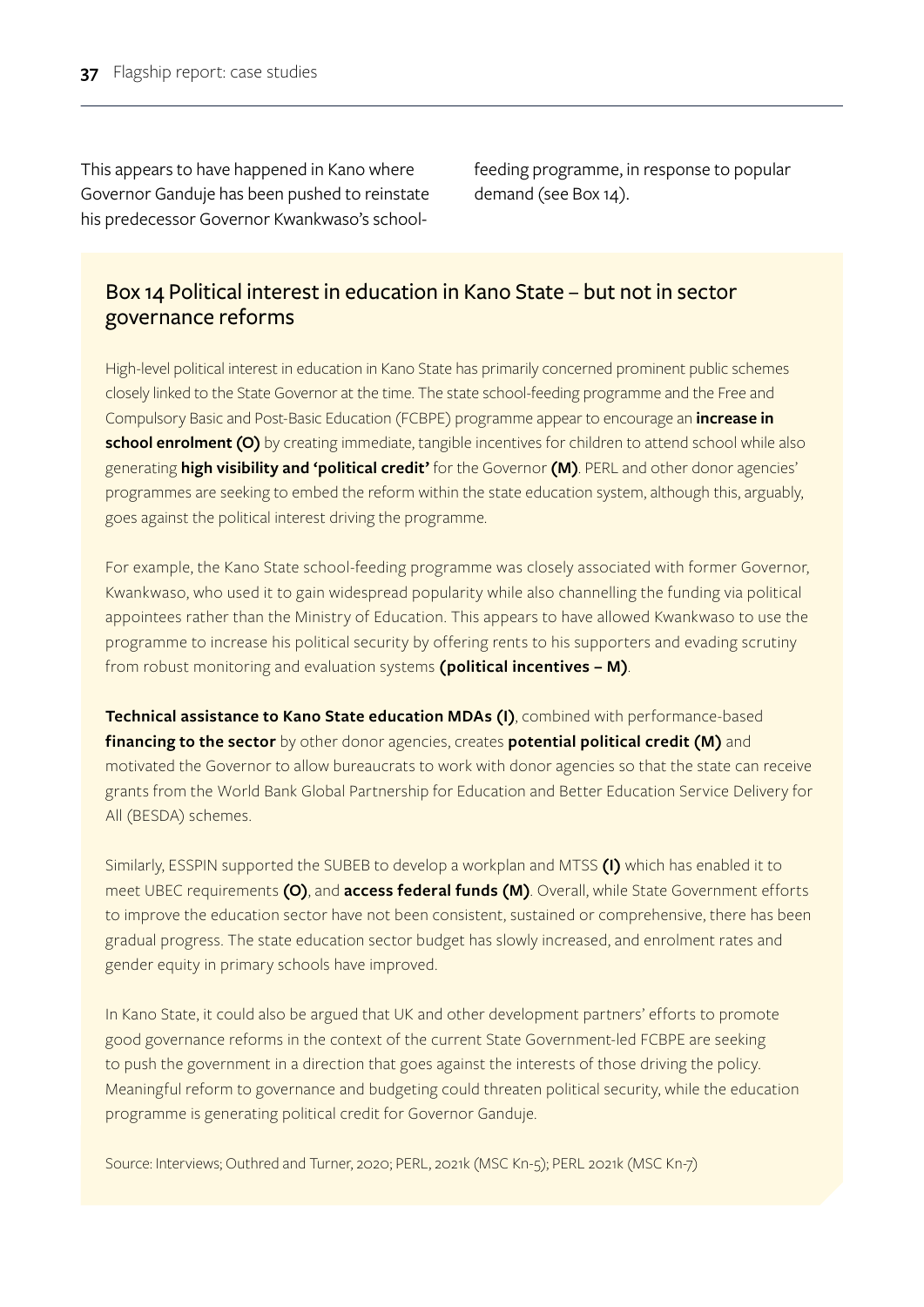This appears to have happened in Kano where Governor Ganduje has been pushed to reinstate his predecessor Governor Kwankwaso's school-feeding programme, in response to popular demand (see Box 14).

## Box 14 Political interest in education in Kano State – but not in sector governance reforms

High-level political interest in education in Kano State has primarily concerned prominent public schemes closely linked to the State Governor at the time. The state school-feeding programme and the Free and Compulsory Basic and Post-Basic Education (FCBPE) programme appear to encourage an **increase in school enrolment (O)** by creating immediate, tangible incentives for children to attend school while also generating **high visibility and 'political credit'** for the Governor **(M)**. PERL and other donor agencies' programmes are seeking to embed the reform within the state education system, although this, arguably, goes against the political interest driving the programme.

For example, the Kano State school-feeding programme was closely associated with former Governor, Kwankwaso, who used it to gain widespread popularity while also channelling the funding via political appointees rather than the Ministry of Education. This appears to have allowed Kwankwaso to use the programme to increase his political security by offering rents to his supporters and evading scrutiny from robust monitoring and evaluation systems **(political incentives – M)**.

**Technical assistance to Kano State education MDAs (I)**, combined with performance-based **financing to the sector** by other donor agencies, creates **potential political credit (M)** and motivated the Governor to allow bureaucrats to work with donor agencies so that the state can receive grants from the World Bank Global Partnership for Education and Better Education Service Delivery for All (BESDA) schemes.

Similarly, ESSPIN supported the SUBEB to develop a workplan and MTSS **(I)** which has enabled it to meet UBEC requirements **(O)**, and **access federal funds (M)**. Overall, while State Government efforts to improve the education sector have not been consistent, sustained or comprehensive, there has been gradual progress. The state education sector budget has slowly increased, and enrolment rates and gender equity in primary schools have improved.

In Kano State, it could also be argued that UK and other development partners' efforts to promote good governance reforms in the context of the current State Government-led FCBPE are seeking to push the government in a direction that goes against the interests of those driving the policy. Meaningful reform to governance and budgeting could threaten political security, while the education programme is generating political credit for Governor Ganduje.

Source: Interviews; Outhred and Turner, 2020; PERL, 2021k (MSC Kn-5); PERL 2021k (MSC Kn-7)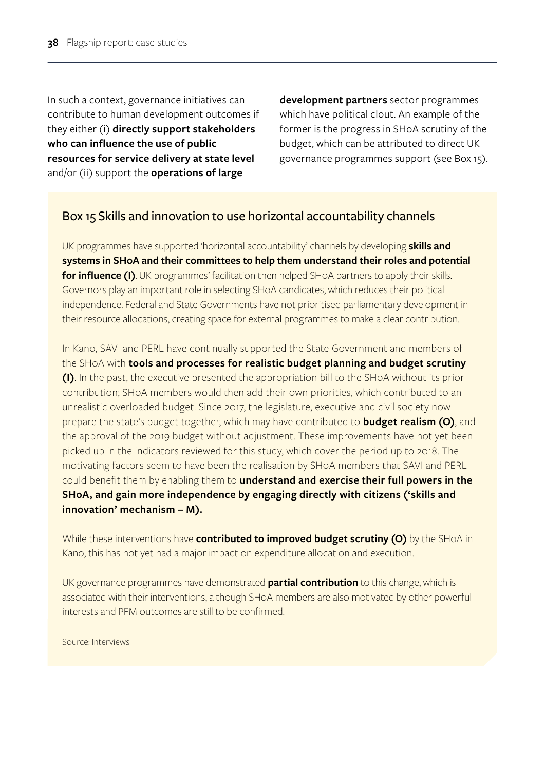In such a context, governance initiatives can contribute to human development outcomes if they either (i) **directly support stakeholders who can influence the use of public resources for service delivery at state level** and/or (ii) support the **operations of large development partners** sector programmes which have political clout. An example of the former is the progress in SHoA scrutiny of the budget, which can be attributed to direct UK governance programmes support (see Box 15).

## Box 15 Skills and innovation to use horizontal accountability channels

UK programmes have supported 'horizontal accountability' channels by developing **skills and systems in SHoA and their committees to help them understand their roles and potential for influence (I)**. UK programmes' facilitation then helped SHoA partners to apply their skills. Governors play an important role in selecting SHoA candidates, which reduces their political independence. Federal and State Governments have not prioritised parliamentary development in their resource allocations, creating space for external programmes to make a clear contribution.

In Kano, SAVI and PERL have continually supported the State Government and members of the SHoA with **tools and processes for realistic budget planning and budget scrutiny (I)**. In the past, the executive presented the appropriation bill to the SHoA without its prior contribution; SHoA members would then add their own priorities, which contributed to an unrealistic overloaded budget. Since 2017, the legislature, executive and civil society now prepare the state's budget together, which may have contributed to **budget realism (O)**, and the approval of the 2019 budget without adjustment. These improvements have not yet been picked up in the indicators reviewed for this study, which cover the period up to 2018. The motivating factors seem to have been the realisation by SHoA members that SAVI and PERL could benefit them by enabling them to **understand and exercise their full powers in the SHoA, and gain more independence by engaging directly with citizens ('skills and innovation' mechanism – M).**

While these interventions have **contributed to improved budget scrutiny (O)** by the SHoA in Kano, this has not yet had a major impact on expenditure allocation and execution.

UK governance programmes have demonstrated **partial contribution** to this change, which is associated with their interventions, although SHoA members are also motivated by other powerful interests and PFM outcomes are still to be confirmed.

Source: Interviews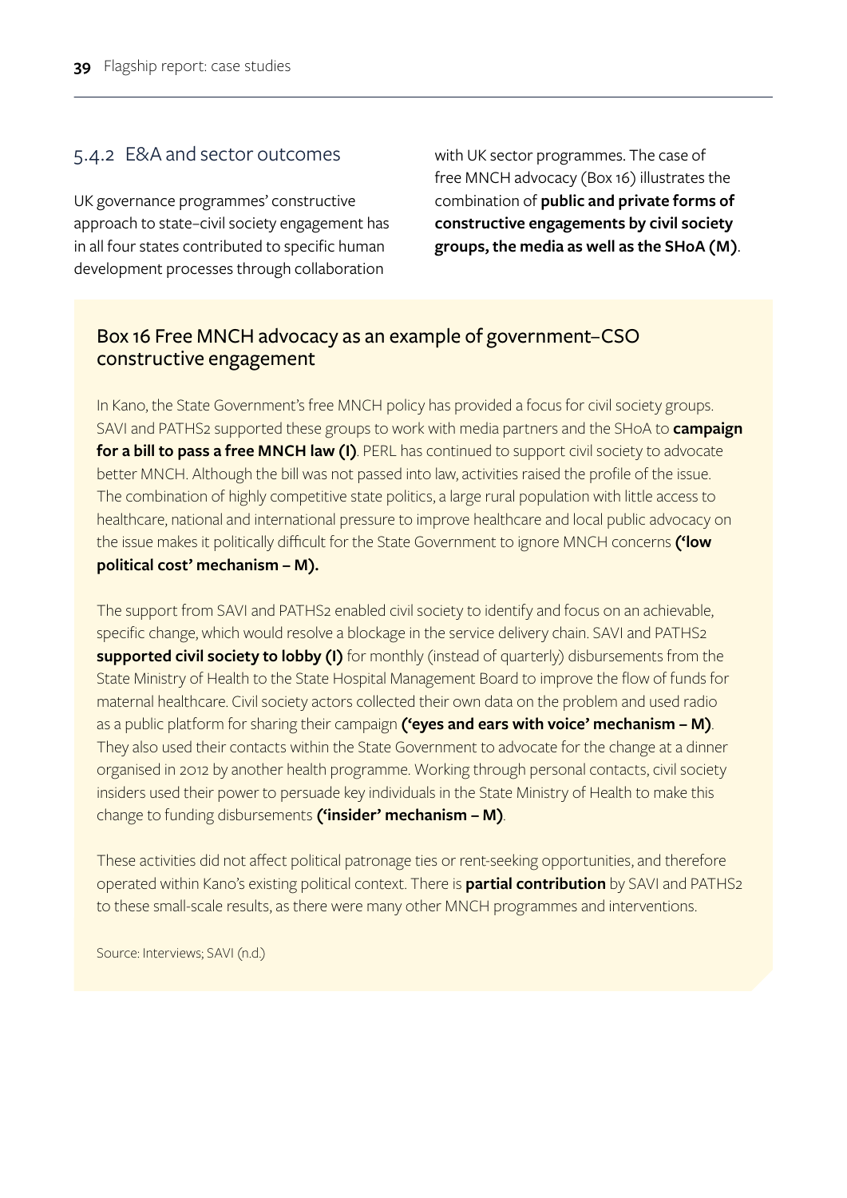### 5.4.2 E&A and sector outcomes

UK governance programmes' constructive approach to state–civil society engagement has in all four states contributed to specific human development processes through collaboration with UK sector programmes. The case of free MNCH advocacy (Box 16) illustrates the combination of **public and private forms of constructive engagements by civil society groups, the media as well as the SHoA (M)**.

#### Box 16 Free MNCH advocacy as an example of government–CSO constructive engagement

In Kano, the State Government's free MNCH policy has provided a focus for civil society groups. SAVI and PATHS2 supported these groups to work with media partners and the SHoA to **campaign for a bill to pass a free MNCH law (I)**. PERL has continued to support civil society to advocate better MNCH. Although the bill was not passed into law, activities raised the profile of the issue. The combination of highly competitive state politics, a large rural population with little access to healthcare, national and international pressure to improve healthcare and local public advocacy on the issue makes it politically difficult for the State Government to ignore MNCH concerns **('low political cost' mechanism – M).**

The support from SAVI and PATHS2 enabled civil society to identify and focus on an achievable, specific change, which would resolve a blockage in the service delivery chain. SAVI and PATHS2 **supported civil society to lobby (I)** for monthly (instead of quarterly) disbursements from the State Ministry of Health to the State Hospital Management Board to improve the flow of funds for maternal healthcare. Civil society actors collected their own data on the problem and used radio as a public platform for sharing their campaign **('eyes and ears with voice' mechanism – M)**. They also used their contacts within the State Government to advocate for the change at a dinner organised in 2012 by another health programme. Working through personal contacts, civil society insiders used their power to persuade key individuals in the State Ministry of Health to make this change to funding disbursements **('insider' mechanism – M)**.

These activities did not affect political patronage ties or rent-seeking opportunities, and therefore operated within Kano's existing political context. There is **partial contribution** by SAVI and PATHS2 to these small-scale results, as there were many other MNCH programmes and interventions.

Source: Interviews; SAVI (n.d.)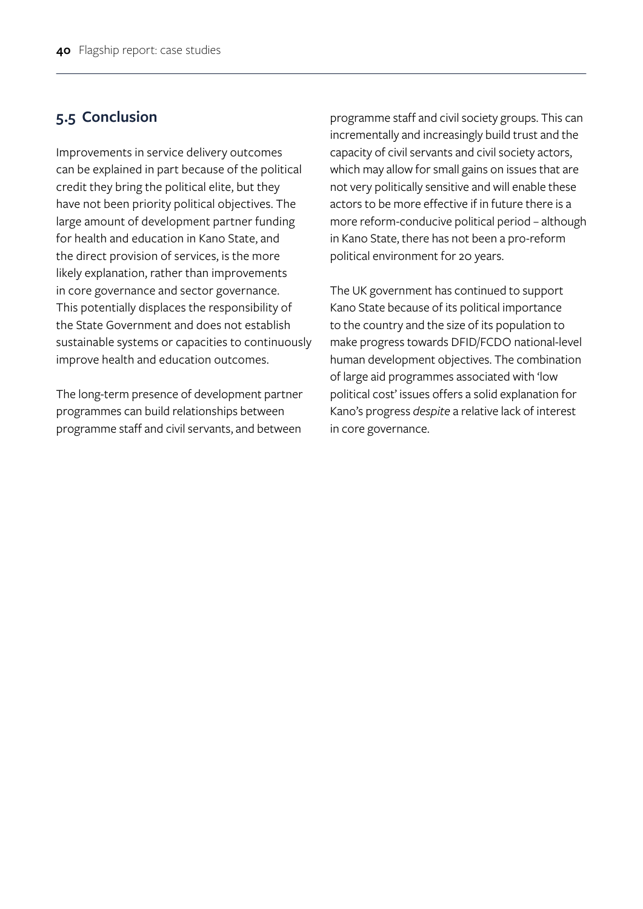## 5.5 Conclusion

Improvements in service delivery outcomes can be explained in part because of the political credit they bring the political elite, but they have not been priority political objectives. The large amount of development partner funding for health and education in Kano State, and the direct provision of services, is the more likely explanation, rather than improvements in core governance and sector governance. This potentially displaces the responsibility of the State Government and does not establish sustainable systems or capacities to continuously improve health and education outcomes.

The long-term presence of development partner programmes can build relationships between programme staff and civil servants, and between programme staff and civil society groups. This can incrementally and increasingly build trust and the capacity of civil servants and civil society actors, which may allow for small gains on issues that are not very politically sensitive and will enable these actors to be more effective if in future there is a more reform-conducive political period – although in Kano State, there has not been a pro-reform political environment for 20 years.

The UK government has continued to support Kano State because of its political importance to the country and the size of its population to make progress towards DFID/FCDO national-level human development objectives. The combination of large aid programmes associated with 'low political cost' issues offers a solid explanation for Kano's progress *despite* a relative lack of interest in core governance.